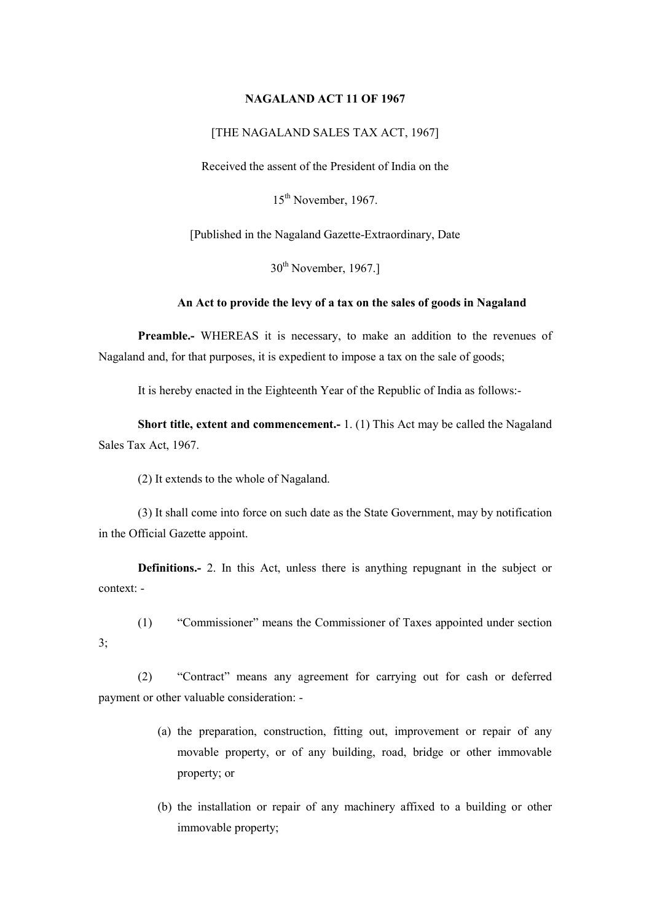# NAGALAND ACT 11 OF 1967

[THE NAGALAND SALES TAX ACT, 1967]

Received the assent of the President of India on the

15th November, 1967.

[Published in the Nagaland Gazette-Extraordinary, Date

30th November, 1967.]

**An Act to provide the levy of a tax on the sales of goods in Nagaland**

**Preamble.-** WHEREAS it is necessary, to make an addition to the revenues of Nagaland and, for that purposes, it is expedient to impose a tax on the sale of goods;

It is hereby enacted in the Eighteenth Year of the Republic of India as follows:-

**Short title, extent and commencement.-** 1. (1) This Act may be called the Nagaland Sales Tax Act, 1967.

(2) It extends to the whole of Nagaland.

(3) It shall come into force on such date as the State Government, may by notification in the Official Gazette appoint.

**Definitions.-** 2. In this Act, unless there is anything repugnant in the subject or context: -

(1) "Commissioner" means the Commissioner of Taxes appointed under section 3;

(2) "Contract" means any agreement for carrying out for cash or deferred payment or other valuable consideration: -

(a) the preparation, construction, fitting out, improvement or repair of any movable property, or of any building, road, bridge or other immovable property; or

(b) the installation or repair of any machinery affixed to a building or other immovable property;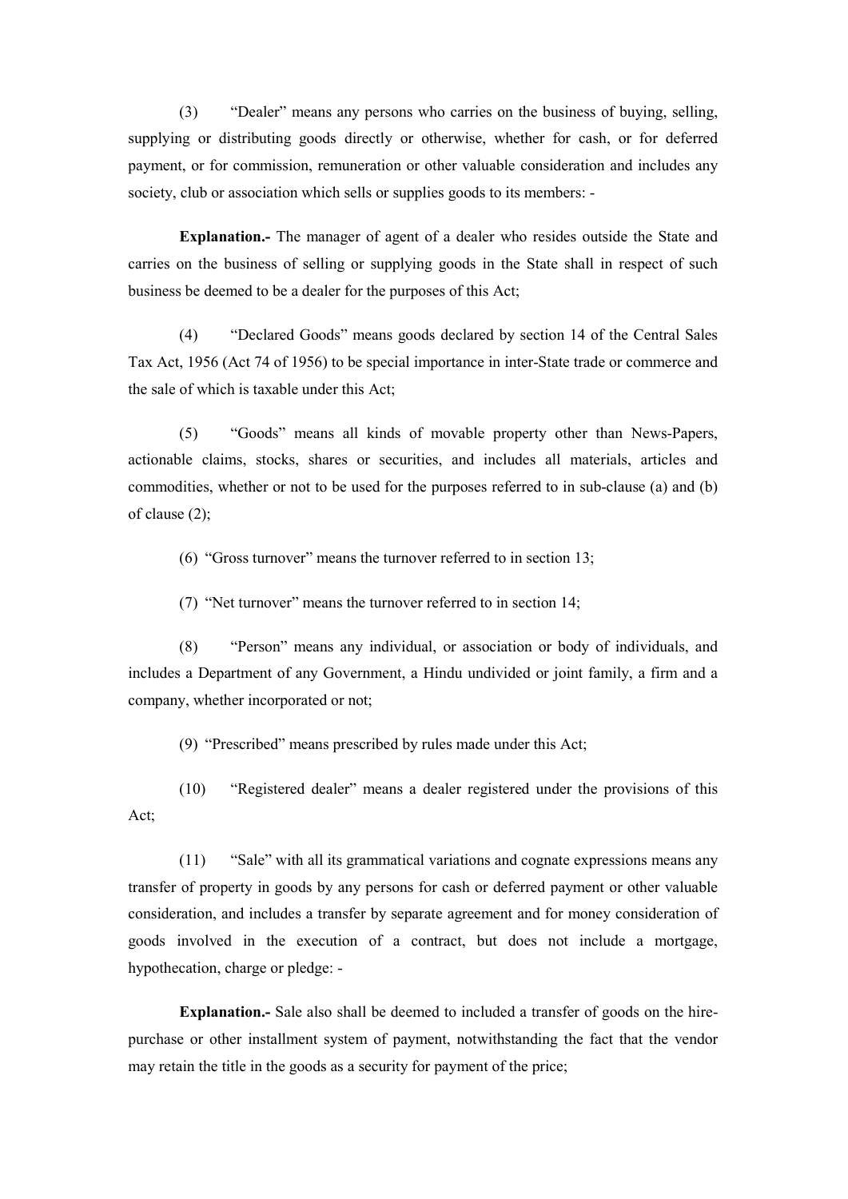(3) "Dealer" means any persons who carries on the business of buying, selling, supplying or distributing goods directly or otherwise, whether for cash, or for deferred payment, or for commission, remuneration or other valuable consideration and includes any society, club or association which sells or supplies goods to its members: -

**Explanation.-** The manager of agent of a dealer who resides outside the State and carries on the business of selling or supplying goods in the State shall in respect of such business be deemed to be a dealer for the purposes of this Act;

(4) "Declared Goods" means goods declared by section 14 of the Central Sales Tax Act, 1956 (Act 74 of 1956) to be special importance in inter-State trade or commerce and the sale of which is taxable under this Act;

(5) "Goods" means all kinds of movable property other than News-Papers, actionable claims, stocks, shares or securities, and includes all materials, articles and commodities, whether or not to be used for the purposes referred to in sub-clause (a) and (b) of clause (2);

(6) "Gross turnover" means the turnover referred to in section 13;

(7) "Net turnover" means the turnover referred to in section 14;

(8) "Person" means any individual, or association or body of individuals, and includes a Department of any Government, a Hindu undivided or joint family, a firm and a company, whether incorporated or not;

(9) "Prescribed" means prescribed by rules made under this Act;

(10) "Registered dealer" means a dealer registered under the provisions of this Act;

(11) "Sale" with all its grammatical variations and cognate expressions means any transfer of property in goods by any persons for cash or deferred payment or other valuable consideration, and includes a transfer by separate agreement and for money consideration of goods involved in the execution of a contract, but does not include a mortgage, hypothecation, charge or pledge: -

**Explanation.-** Sale also shall be deemed to included a transfer of goods on the hire-purchase or other installment system of payment, notwithstanding the fact that the vendor may retain the title in the goods as a security for payment of the price;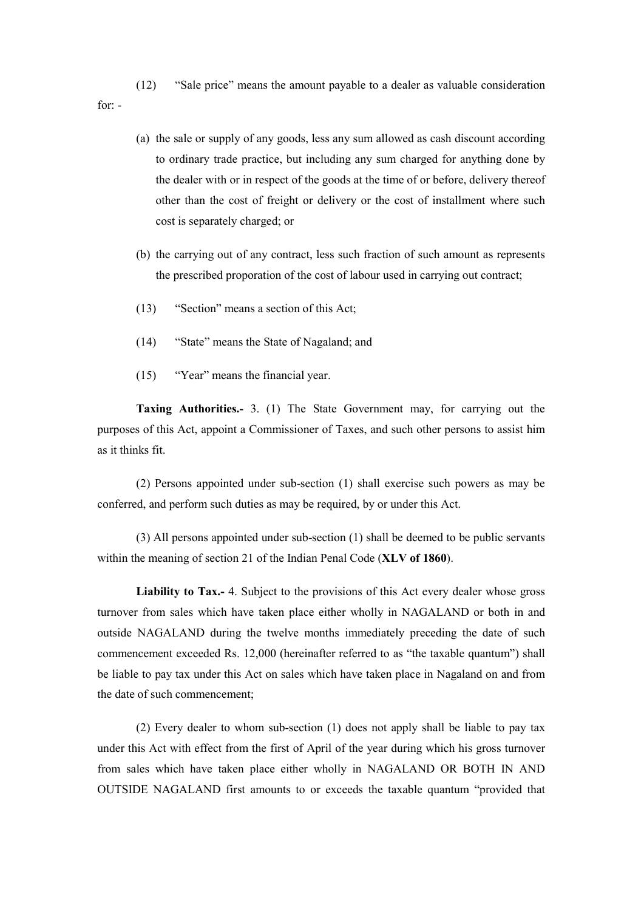(12) "Sale price" means the amount payable to a dealer as valuable consideration for: -

(a) the sale or supply of any goods, less any sum allowed as cash discount according to ordinary trade practice, but including any sum charged for anything done by the dealer with or in respect of the goods at the time of or before, delivery thereof other than the cost of freight or delivery or the cost of installment where such cost is separately charged; or

(b) the carrying out of any contract, less such fraction of such amount as represents the prescribed proporation of the cost of labour used in carrying out contract;

(13) "Section" means a section of this Act;

(14) "State" means the State of Nagaland; and

(15) "Year" means the financial year.

**Taxing Authorities.-** 3. (1) The State Government may, for carrying out the purposes of this Act, appoint a Commissioner of Taxes, and such other persons to assist him as it thinks fit.

(2) Persons appointed under sub-section (1) shall exercise such powers as may be conferred, and perform such duties as may be required, by or under this Act.

(3) All persons appointed under sub-section (1) shall be deemed to be public servants within the meaning of section 21 of the Indian Penal Code (**XLV of 1860**).

**Liability to Tax.-** 4. Subject to the provisions of this Act every dealer whose gross turnover from sales which have taken place either wholly in NAGALAND or both in and outside NAGALAND during the twelve months immediately preceding the date of such commencement exceeded Rs. 12,000 (hereinafter referred to as "the taxable quantum") shall be liable to pay tax under this Act on sales which have taken place in Nagaland on and from the date of such commencement;

(2) Every dealer to whom sub-section (1) does not apply shall be liable to pay tax under this Act with effect from the first of April of the year during which his gross turnover from sales which have taken place either wholly in NAGALAND OR BOTH IN AND OUTSIDE NAGALAND first amounts to or exceeds the taxable quantum "provided that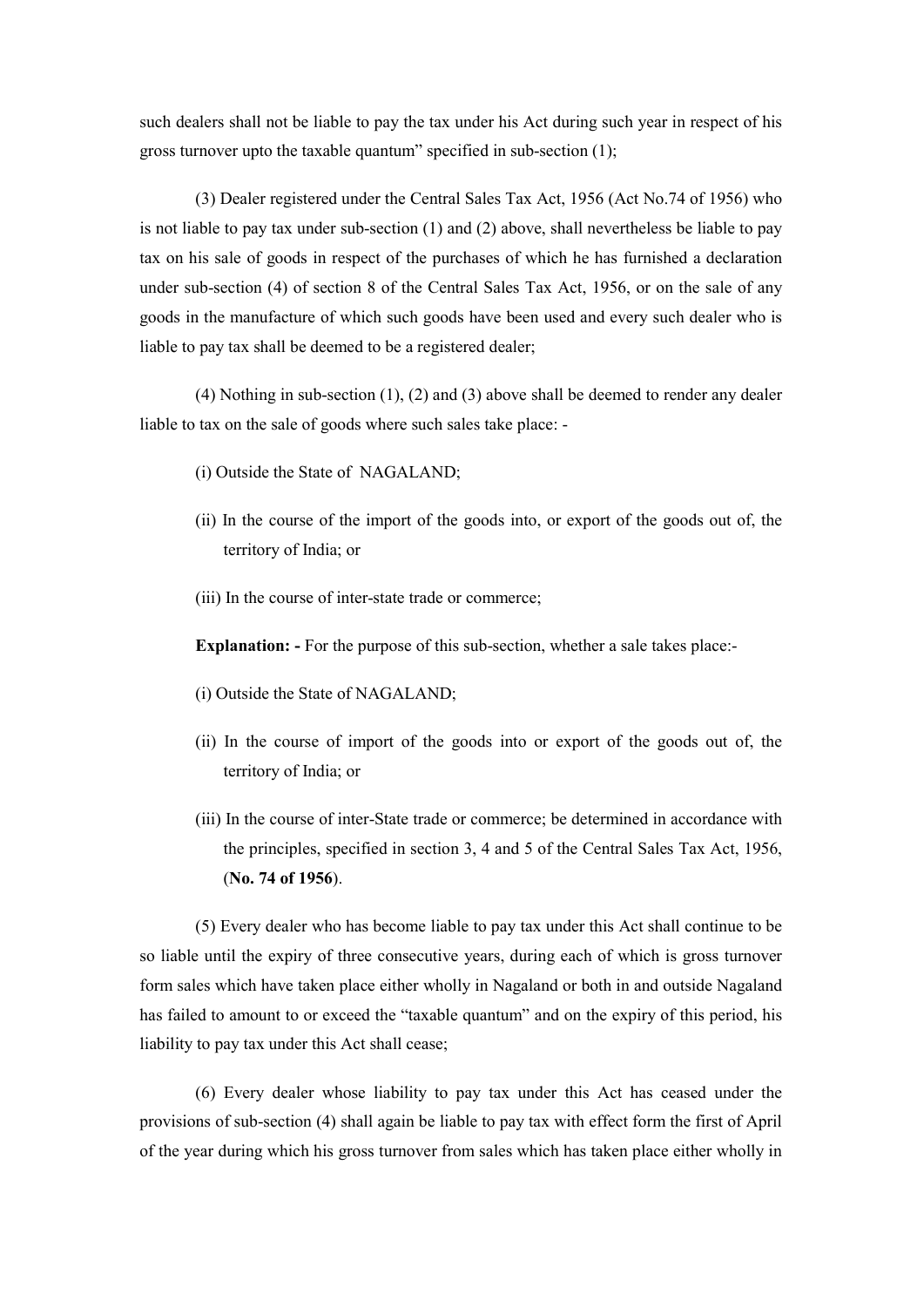such dealers shall not be liable to pay the tax under his Act during such year in respect of his gross turnover upto the taxable quantum" specified in sub-section (1);

(3) Dealer registered under the Central Sales Tax Act, 1956 (Act No.74 of 1956) who is not liable to pay tax under sub-section (1) and (2) above, shall nevertheless be liable to pay tax on his sale of goods in respect of the purchases of which he has furnished a declaration under sub-section (4) of section 8 of the Central Sales Tax Act, 1956, or on the sale of any goods in the manufacture of which such goods have been used and every such dealer who is liable to pay tax shall be deemed to be a registered dealer;

(4) Nothing in sub-section (1), (2) and (3) above shall be deemed to render any dealer liable to tax on the sale of goods where such sales take place: -

(i) Outside the State of NAGALAND;

(ii) In the course of the import of the goods into, or export of the goods out of, the territory of India; or

(iii) In the course of inter-state trade or commerce;

**Explanation: -** For the purpose of this sub-section, whether a sale takes place:-

(i) Outside the State of NAGALAND;

(ii) In the course of import of the goods into or export of the goods out of, the territory of India; or

(iii) In the course of inter-State trade or commerce; be determined in accordance with the principles, specified in section 3, 4 and 5 of the Central Sales Tax Act, 1956, (**No. 74 of 1956**).

(5) Every dealer who has become liable to pay tax under this Act shall continue to be so liable until the expiry of three consecutive years, during each of which is gross turnover form sales which have taken place either wholly in Nagaland or both in and outside Nagaland has failed to amount to or exceed the "taxable quantum" and on the expiry of this period, his liability to pay tax under this Act shall cease;

(6) Every dealer whose liability to pay tax under this Act has ceased under the provisions of sub-section (4) shall again be liable to pay tax with effect form the first of April of the year during which his gross turnover from sales which has taken place either wholly in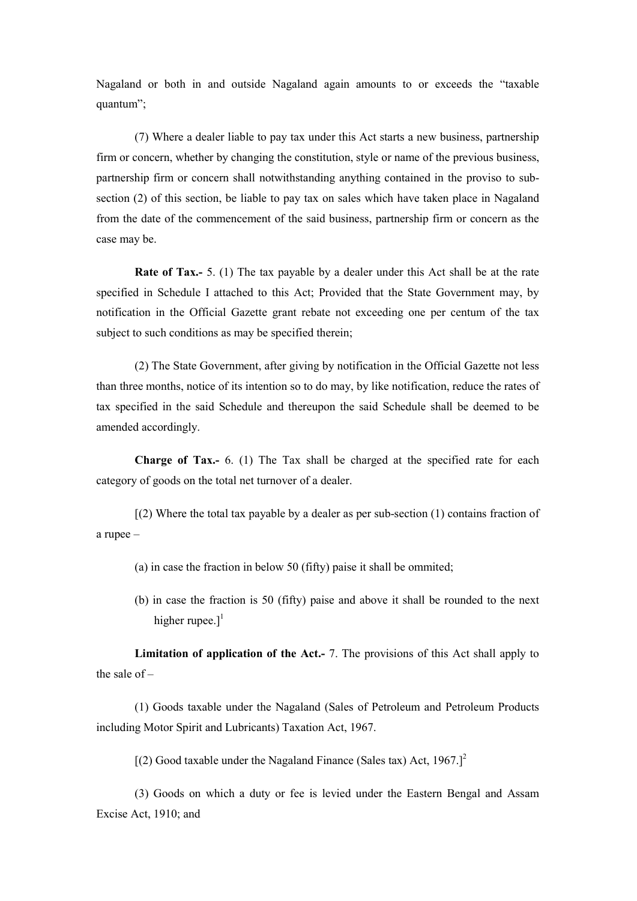Nagaland or both in and outside Nagaland again amounts to or exceeds the "taxable quantum";

(7) Where a dealer liable to pay tax under this Act starts a new business, partnership firm or concern, whether by changing the constitution, style or name of the previous business, partnership firm or concern shall notwithstanding anything contained in the proviso to sub-section (2) of this section, be liable to pay tax on sales which have taken place in Nagaland from the date of the commencement of the said business, partnership firm or concern as the case may be.

**Rate of Tax.-** 5. (1) The tax payable by a dealer under this Act shall be at the rate specified in Schedule I attached to this Act; Provided that the State Government may, by notification in the Official Gazette grant rebate not exceeding one per centum of the tax subject to such conditions as may be specified therein;

(2) The State Government, after giving by notification in the Official Gazette not less than three months, notice of its intention so to do may, by like notification, reduce the rates of tax specified in the said Schedule and thereupon the said Schedule shall be deemed to be amended accordingly.

**Charge of Tax.-** 6. (1) The Tax shall be charged at the specified rate for each category of goods on the total net turnover of a dealer.

[(2) Where the total tax payable by a dealer as per sub-section (1) contains fraction of a rupee –

(a) in case the fraction in below 50 (fifty) paise it shall be ommited;

(b) in case the fraction is 50 (fifty) paise and above it shall be rounded to the next higher rupee.][1]

**Limitation of application of the Act.-** 7. The provisions of this Act shall apply to the sale of –

(1) Goods taxable under the Nagaland (Sales of Petroleum and Petroleum Products including Motor Spirit and Lubricants) Taxation Act, 1967.

[(2) Good taxable under the Nagaland Finance (Sales tax) Act, 1967.][2]

(3) Goods on which a duty or fee is levied under the Eastern Bengal and Assam Excise Act, 1910; and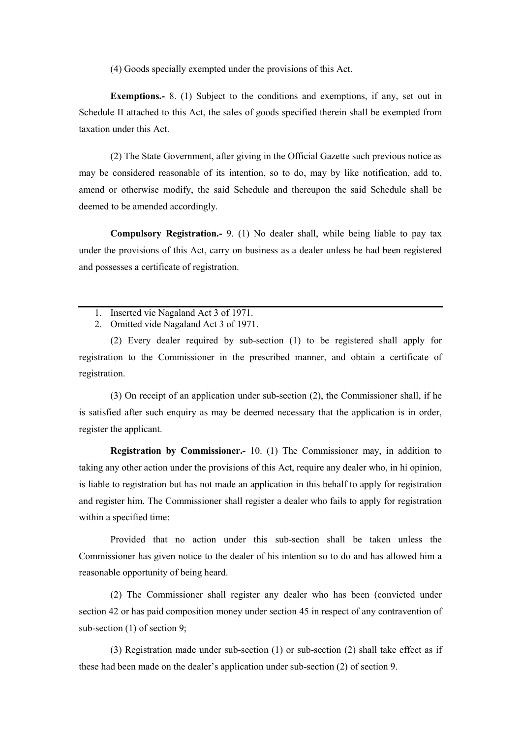(4) Goods specially exempted under the provisions of this Act.

**Exemptions.-** 8. (1) Subject to the conditions and exemptions, if any, set out in Schedule II attached to this Act, the sales of goods specified therein shall be exempted from taxation under this Act.

(2) The State Government, after giving in the Official Gazette such previous notice as may be considered reasonable of its intention, so to do, may by like notification, add to, amend or otherwise modify, the said Schedule and thereupon the said Schedule shall be deemed to be amended accordingly.

**Compulsory Registration.-** 9. (1) No dealer shall, while being liable to pay tax under the provisions of this Act, carry on business as a dealer unless he had been registered and possesses a certificate of registration.

---

1. Inserted vie Nagaland Act 3 of 1971.
2. Omitted vide Nagaland Act 3 of 1971.

(2) Every dealer required by sub-section (1) to be registered shall apply for registration to the Commissioner in the prescribed manner, and obtain a certificate of registration.

(3) On receipt of an application under sub-section (2), the Commissioner shall, if he is satisfied after such enquiry as may be deemed necessary that the application is in order, register the applicant.

**Registration by Commissioner.-** 10. (1) The Commissioner may, in addition to taking any other action under the provisions of this Act, require any dealer who, in hi opinion, is liable to registration but has not made an application in this behalf to apply for registration and register him. The Commissioner shall register a dealer who fails to apply for registration within a specified time:

Provided that no action under this sub-section shall be taken unless the Commissioner has given notice to the dealer of his intention so to do and has allowed him a reasonable opportunity of being heard.

(2) The Commissioner shall register any dealer who has been (convicted under section 42 or has paid composition money under section 45 in respect of any contravention of sub-section (1) of section 9;

(3) Registration made under sub-section (1) or sub-section (2) shall take effect as if these had been made on the dealer's application under sub-section (2) of section 9.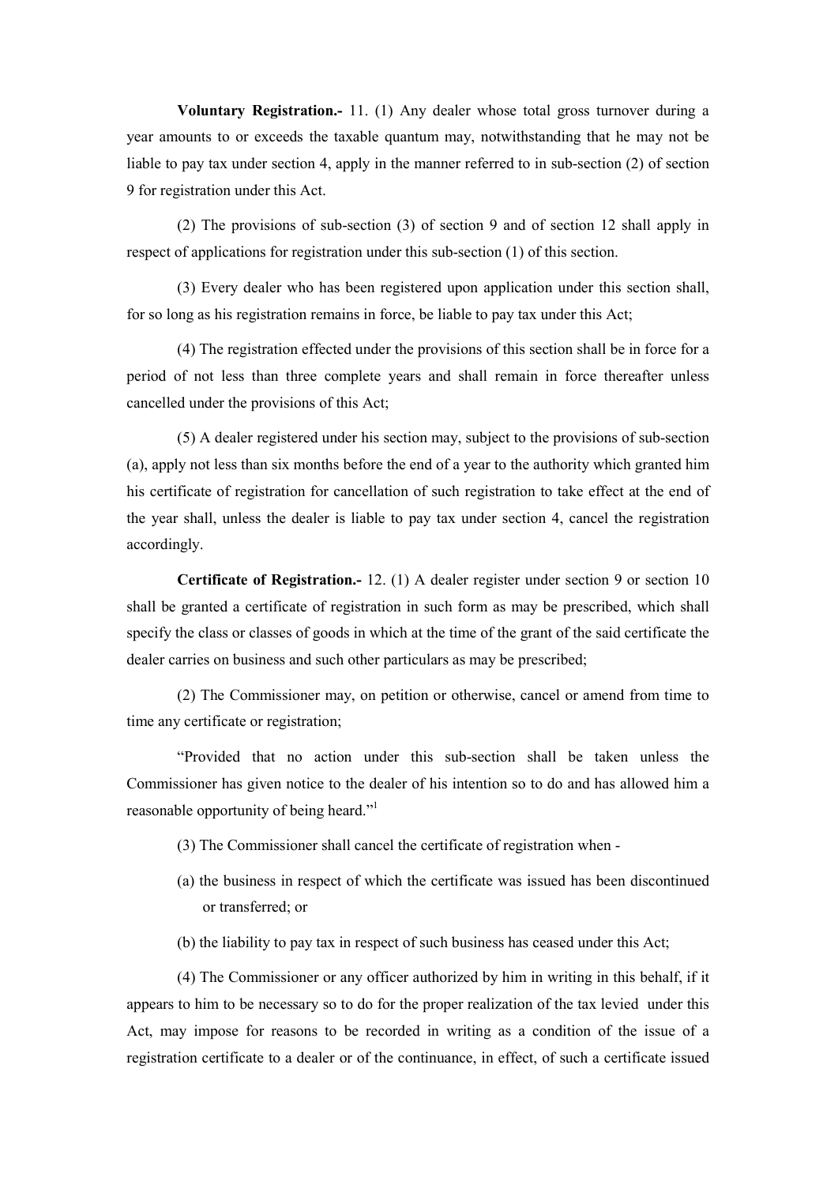**Voluntary Registration.-** 11. (1) Any dealer whose total gross turnover during a year amounts to or exceeds the taxable quantum may, notwithstanding that he may not be liable to pay tax under section 4, apply in the manner referred to in sub-section (2) of section 9 for registration under this Act.

(2) The provisions of sub-section (3) of section 9 and of section 12 shall apply in respect of applications for registration under this sub-section (1) of this section.

(3) Every dealer who has been registered upon application under this section shall, for so long as his registration remains in force, be liable to pay tax under this Act;

(4) The registration effected under the provisions of this section shall be in force for a period of not less than three complete years and shall remain in force thereafter unless cancelled under the provisions of this Act;

(5) A dealer registered under his section may, subject to the provisions of sub-section (a), apply not less than six months before the end of a year to the authority which granted him his certificate of registration for cancellation of such registration to take effect at the end of the year shall, unless the dealer is liable to pay tax under section 4, cancel the registration accordingly.

**Certificate of Registration.-** 12. (1) A dealer register under section 9 or section 10 shall be granted a certificate of registration in such form as may be prescribed, which shall specify the class or classes of goods in which at the time of the grant of the said certificate the dealer carries on business and such other particulars as may be prescribed;

(2) The Commissioner may, on petition or otherwise, cancel or amend from time to time any certificate or registration;

"Provided that no action under this sub-section shall be taken unless the Commissioner has given notice to the dealer of his intention so to do and has allowed him a reasonable opportunity of being heard."[1]

(3) The Commissioner shall cancel the certificate of registration when -

(a) the business in respect of which the certificate was issued has been discontinued or transferred; or

(b) the liability to pay tax in respect of such business has ceased under this Act;

(4) The Commissioner or any officer authorized by him in writing in this behalf, if it appears to him to be necessary so to do for the proper realization of the tax levied under this Act, may impose for reasons to be recorded in writing as a condition of the issue of a registration certificate to a dealer or of the continuance, in effect, of such a certificate issued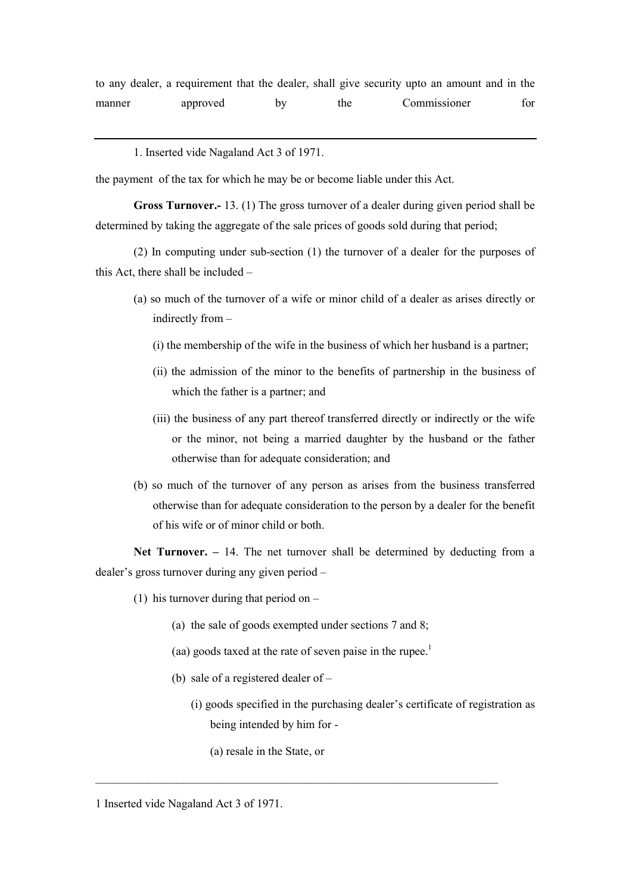to any dealer, a requirement that the dealer, shall give security upto an amount and in the manner approved by the Commissioner for

---

1. Inserted vide Nagaland Act 3 of 1971.

the payment of the tax for which he may be or become liable under this Act.

**Gross Turnover.-** 13. (1) The gross turnover of a dealer during given period shall be determined by taking the aggregate of the sale prices of goods sold during that period;

(2) In computing under sub-section (1) the turnover of a dealer for the purposes of this Act, there shall be included –

(a) so much of the turnover of a wife or minor child of a dealer as arises directly or indirectly from –

(i) the membership of the wife in the business of which her husband is a partner;

(ii) the admission of the minor to the benefits of partnership in the business of which the father is a partner; and

(iii) the business of any part thereof transferred directly or indirectly or the wife or the minor, not being a married daughter by the husband or the father otherwise than for adequate consideration; and

(b) so much of the turnover of any person as arises from the business transferred otherwise than for adequate consideration to the person by a dealer for the benefit of his wife or of minor child or both.

**Net Turnover. –** 14. The net turnover shall be determined by deducting from a dealer's gross turnover during any given period –

(1) his turnover during that period on –

(a) the sale of goods exempted under sections 7 and 8;

(aa) goods taxed at the rate of seven paise in the rupee.[1]

(b) sale of a registered dealer of –

(i) goods specified in the purchasing dealer's certificate of registration as being intended by him for -

(a) resale in the State, or

---

1 Inserted vide Nagaland Act 3 of 1971.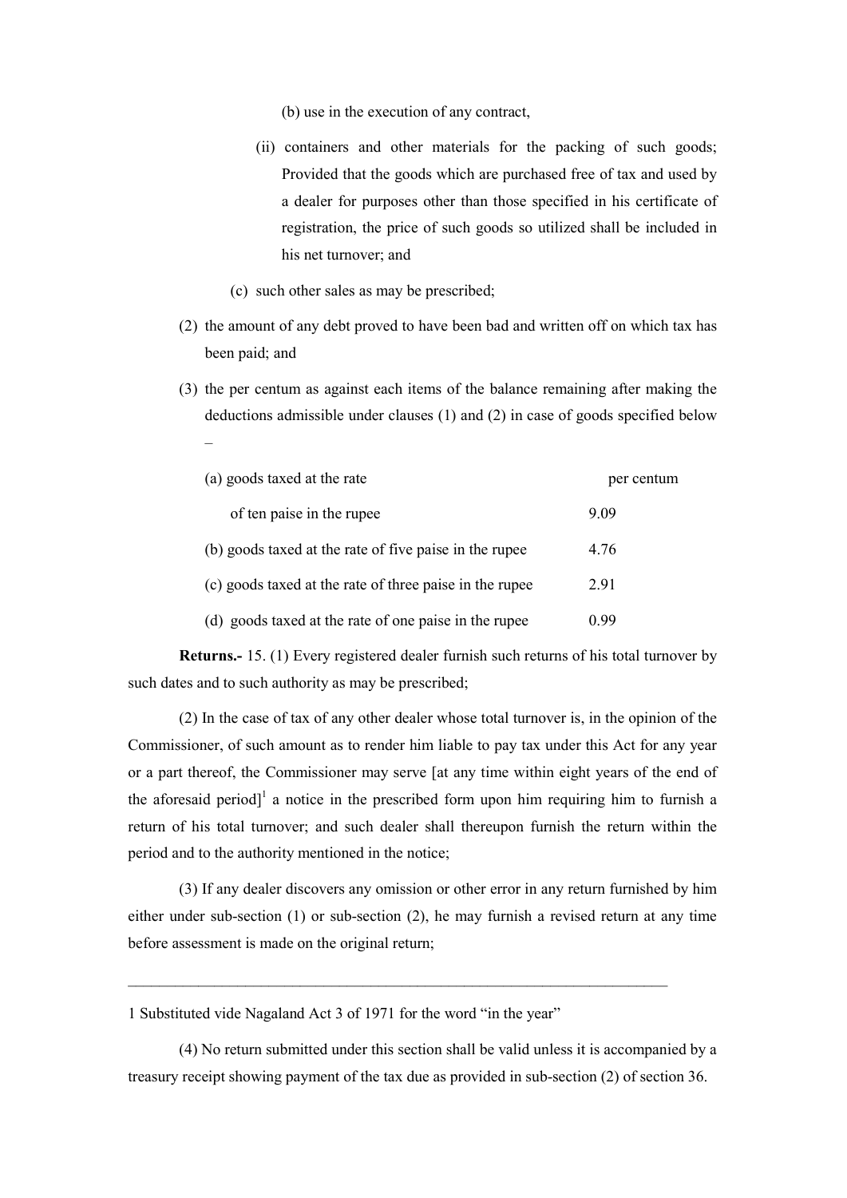(b) use in the execution of any contract,

(ii) containers and other materials for the packing of such goods; Provided that the goods which are purchased free of tax and used by a dealer for purposes other than those specified in his certificate of registration, the price of such goods so utilized shall be included in his net turnover; and

(c) such other sales as may be prescribed;

(2) the amount of any debt proved to have been bad and written off on which tax has been paid; and

(3) the per centum as against each items of the balance remaining after making the deductions admissible under clauses (1) and (2) in case of goods specified below –

| | per centum |
|---|---|
| (a) goods taxed at the rate of ten paise in the rupee | 9.09 |
| (b) goods taxed at the rate of five paise in the rupee | 4.76 |
| (c) goods taxed at the rate of three paise in the rupee | 2.91 |
| (d) goods taxed at the rate of one paise in the rupee | 0.99 |

**Returns.-** 15. (1) Every registered dealer furnish such returns of his total turnover by such dates and to such authority as may be prescribed;

(2) In the case of tax of any other dealer whose total turnover is, in the opinion of the Commissioner, of such amount as to render him liable to pay tax under this Act for any year or a part thereof, the Commissioner may serve [at any time within eight years of the end of the aforesaid period][1] a notice in the prescribed form upon him requiring him to furnish a return of his total turnover; and such dealer shall thereupon furnish the return within the period and to the authority mentioned in the notice;

(3) If any dealer discovers any omission or other error in any return furnished by him either under sub-section (1) or sub-section (2), he may furnish a revised return at any time before assessment is made on the original return;

---

1 Substituted vide Nagaland Act 3 of 1971 for the word "in the year"

(4) No return submitted under this section shall be valid unless it is accompanied by a treasury receipt showing payment of the tax due as provided in sub-section (2) of section 36.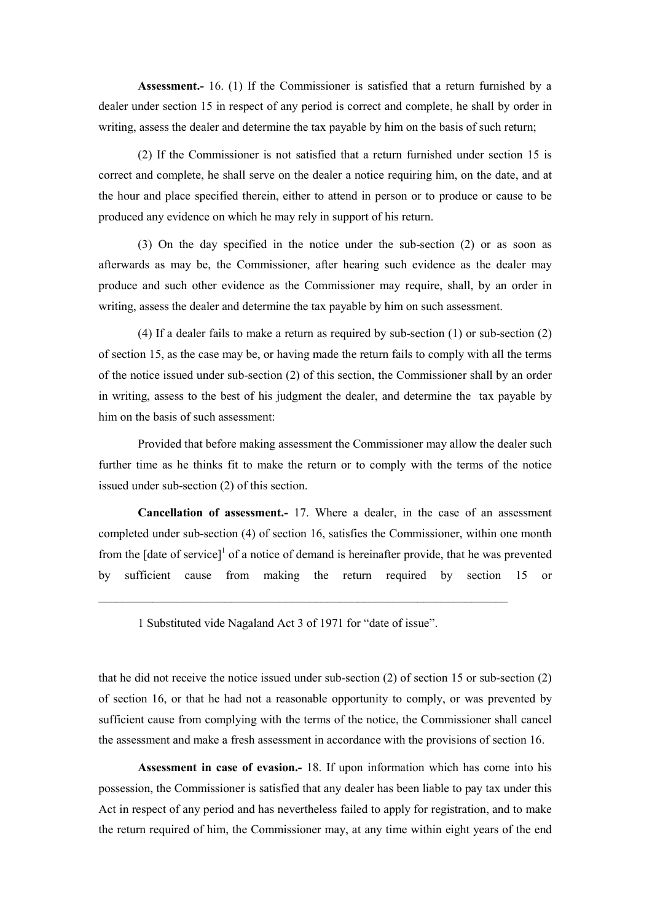**Assessment.-** 16. (1) If the Commissioner is satisfied that a return furnished by a dealer under section 15 in respect of any period is correct and complete, he shall by order in writing, assess the dealer and determine the tax payable by him on the basis of such return;

(2) If the Commissioner is not satisfied that a return furnished under section 15 is correct and complete, he shall serve on the dealer a notice requiring him, on the date, and at the hour and place specified therein, either to attend in person or to produce or cause to be produced any evidence on which he may rely in support of his return.

(3) On the day specified in the notice under the sub-section (2) or as soon as afterwards as may be, the Commissioner, after hearing such evidence as the dealer may produce and such other evidence as the Commissioner may require, shall, by an order in writing, assess the dealer and determine the tax payable by him on such assessment.

(4) If a dealer fails to make a return as required by sub-section (1) or sub-section (2) of section 15, as the case may be, or having made the return fails to comply with all the terms of the notice issued under sub-section (2) of this section, the Commissioner shall by an order in writing, assess to the best of his judgment the dealer, and determine the tax payable by him on the basis of such assessment:

Provided that before making assessment the Commissioner may allow the dealer such further time as he thinks fit to make the return or to comply with the terms of the notice issued under sub-section (2) of this section.

**Cancellation of assessment.-** 17. Where a dealer, in the case of an assessment completed under sub-section (4) of section 16, satisfies the Commissioner, within one month from the [date of service][1] of a notice of demand is hereinafter provide, that he was prevented by sufficient cause from making the return required by section 15 or that he did not receive the notice issued under sub-section (2) of section 15 or sub-section (2) of section 16, or that he had not a reasonable opportunity to comply, or was prevented by sufficient cause from complying with the terms of the notice, the Commissioner shall cancel the assessment and make a fresh assessment in accordance with the provisions of section 16.

**Assessment in case of evasion.-** 18. If upon information which has come into his possession, the Commissioner is satisfied that any dealer has been liable to pay tax under this Act in respect of any period and has nevertheless failed to apply for registration, and to make the return required of him, the Commissioner may, at any time within eight years of the end

---

1 Substituted vide Nagaland Act 3 of 1971 for "date of issue".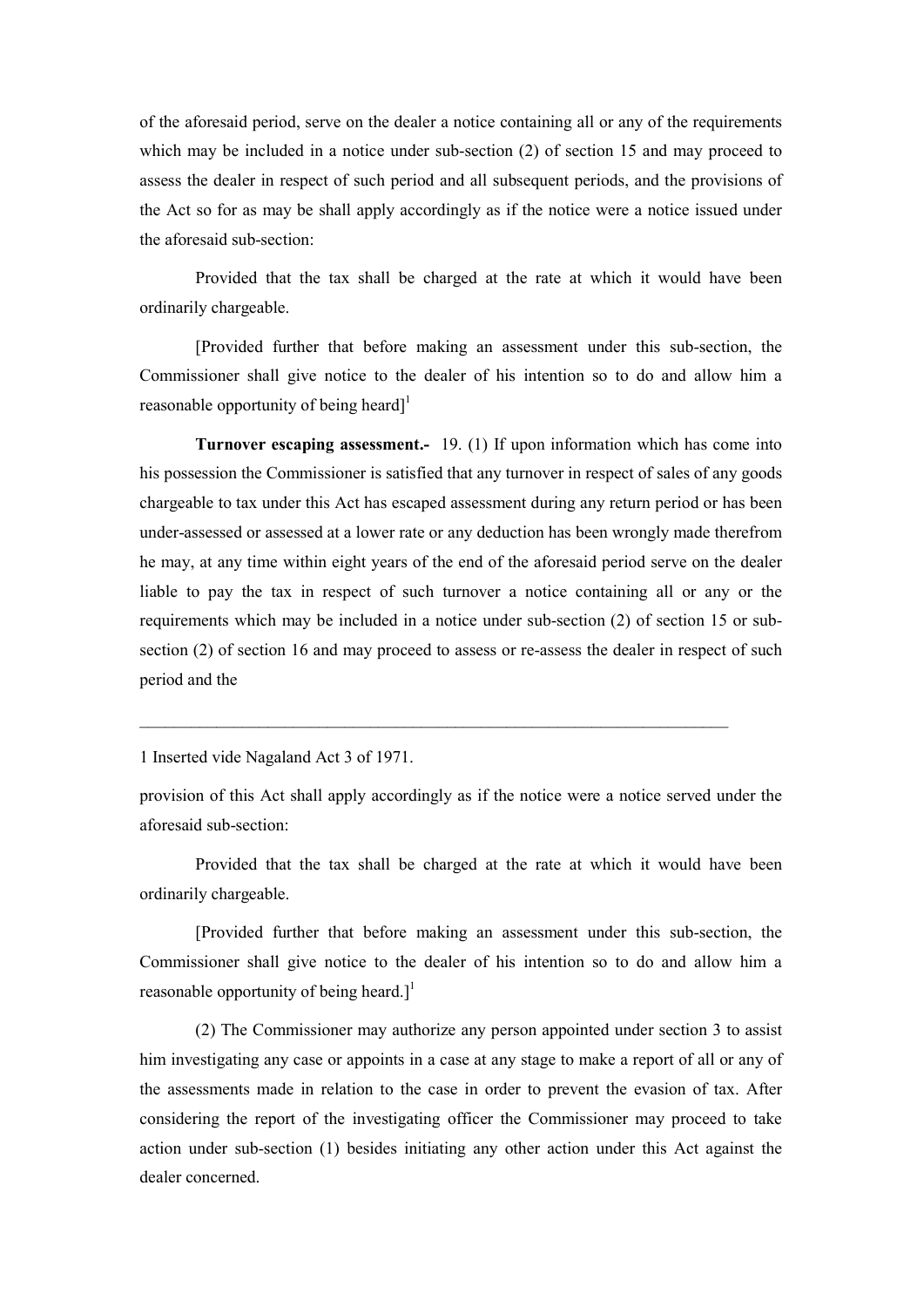of the aforesaid period, serve on the dealer a notice containing all or any of the requirements which may be included in a notice under sub-section (2) of section 15 and may proceed to assess the dealer in respect of such period and all subsequent periods, and the provisions of the Act so for as may be shall apply accordingly as if the notice were a notice issued under the aforesaid sub-section:

Provided that the tax shall be charged at the rate at which it would have been ordinarily chargeable.

[Provided further that before making an assessment under this sub-section, the Commissioner shall give notice to the dealer of his intention so to do and allow him a reasonable opportunity of being heard][1]

**Turnover escaping assessment.-** 19. (1) If upon information which has come into his possession the Commissioner is satisfied that any turnover in respect of sales of any goods chargeable to tax under this Act has escaped assessment during any return period or has been under-assessed or assessed at a lower rate or any deduction has been wrongly made therefrom he may, at any time within eight years of the end of the aforesaid period serve on the dealer liable to pay the tax in respect of such turnover a notice containing all or any or the requirements which may be included in a notice under sub-section (2) of section 15 or sub-section (2) of section 16 and may proceed to assess or re-assess the dealer in respect of such period and the provision of this Act shall apply accordingly as if the notice were a notice served under the aforesaid sub-section:

Provided that the tax shall be charged at the rate at which it would have been ordinarily chargeable.

[Provided further that before making an assessment under this sub-section, the Commissioner shall give notice to the dealer of his intention so to do and allow him a reasonable opportunity of being heard.][1]

(2) The Commissioner may authorize any person appointed under section 3 to assist him investigating any case or appoints in a case at any stage to make a report of all or any of the assessments made in relation to the case in order to prevent the evasion of tax. After considering the report of the investigating officer the Commissioner may proceed to take action under sub-section (1) besides initiating any other action under this Act against the dealer concerned.

---

1 Inserted vide Nagaland Act 3 of 1971.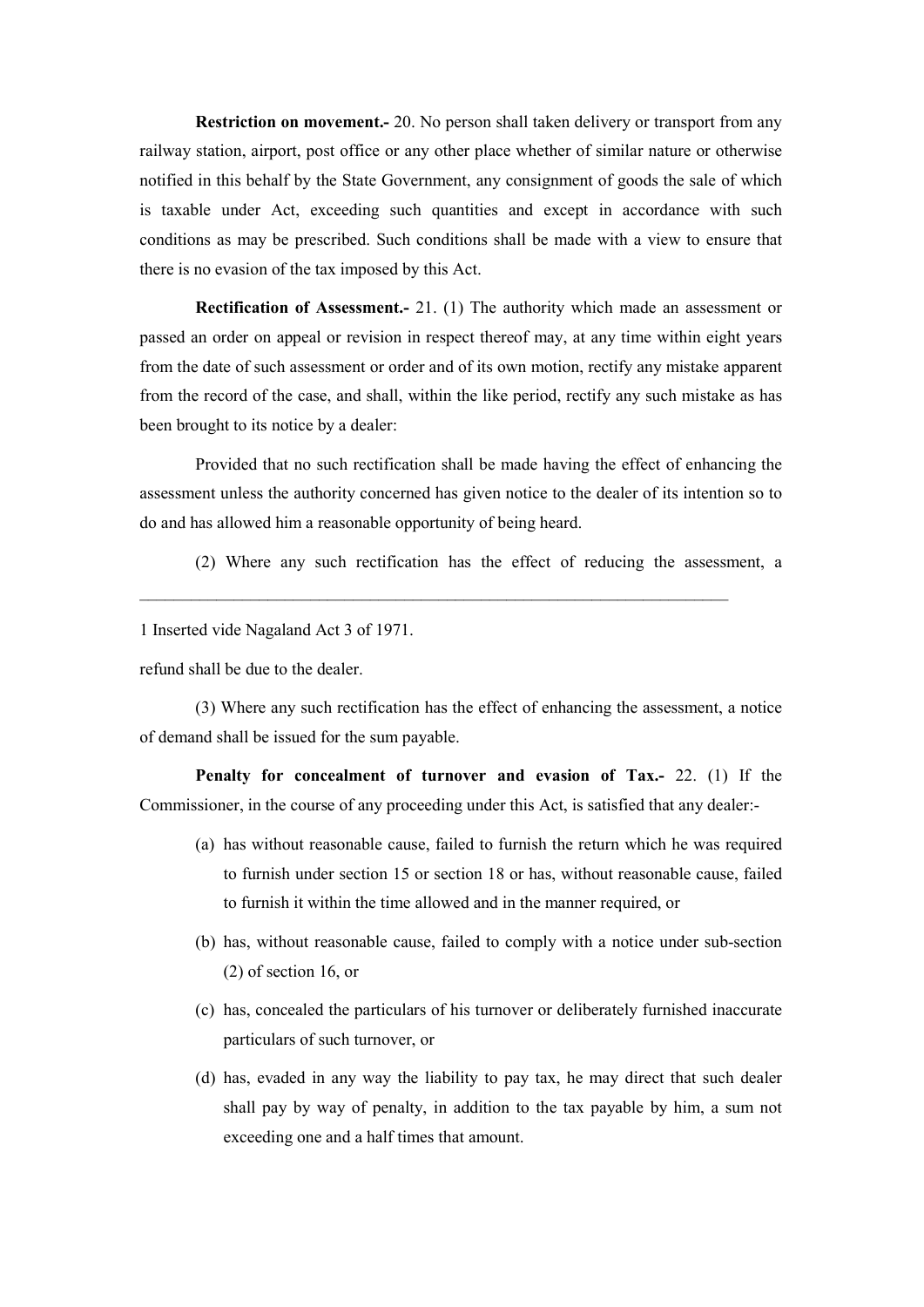**Restriction on movement.-** 20. No person shall taken delivery or transport from any railway station, airport, post office or any other place whether of similar nature or otherwise notified in this behalf by the State Government, any consignment of goods the sale of which is taxable under Act, exceeding such quantities and except in accordance with such conditions as may be prescribed. Such conditions shall be made with a view to ensure that there is no evasion of the tax imposed by this Act.

**Rectification of Assessment.-** 21. (1) The authority which made an assessment or passed an order on appeal or revision in respect thereof may, at any time within eight years from the date of such assessment or order and of its own motion, rectify any mistake apparent from the record of the case, and shall, within the like period, rectify any such mistake as has been brought to its notice by a dealer:

Provided that no such rectification shall be made having the effect of enhancing the assessment unless the authority concerned has given notice to the dealer of its intention so to do and has allowed him a reasonable opportunity of being heard.

(2) Where any such rectification has the effect of reducing the assessment, a refund shall be due to the dealer.

(3) Where any such rectification has the effect of enhancing the assessment, a notice of demand shall be issued for the sum payable.

**Penalty for concealment of turnover and evasion of Tax.-** 22. (1) If the Commissioner, in the course of any proceeding under this Act, is satisfied that any dealer:-

(a) has without reasonable cause, failed to furnish the return which he was required to furnish under section 15 or section 18 or has, without reasonable cause, failed to furnish it within the time allowed and in the manner required, or

(b) has, without reasonable cause, failed to comply with a notice under sub-section (2) of section 16, or

(c) has, concealed the particulars of his turnover or deliberately furnished inaccurate particulars of such turnover, or

(d) has, evaded in any way the liability to pay tax, he may direct that such dealer shall pay by way of penalty, in addition to the tax payable by him, a sum not exceeding one and a half times that amount.

---

1 Inserted vide Nagaland Act 3 of 1971.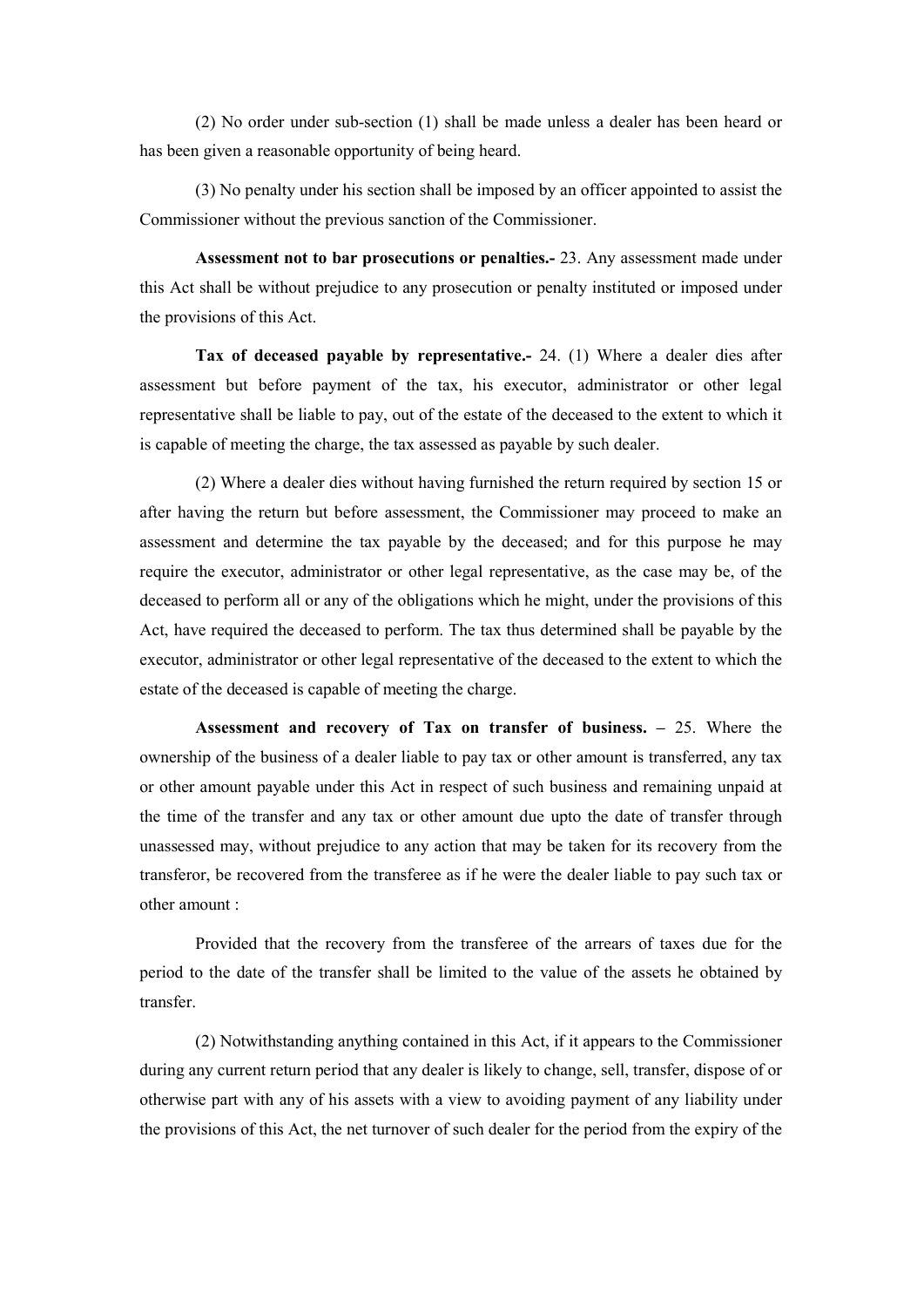(2) No order under sub-section (1) shall be made unless a dealer has been heard or has been given a reasonable opportunity of being heard.

(3) No penalty under his section shall be imposed by an officer appointed to assist the Commissioner without the previous sanction of the Commissioner.

**Assessment not to bar prosecutions or penalties.-** 23. Any assessment made under this Act shall be without prejudice to any prosecution or penalty instituted or imposed under the provisions of this Act.

**Tax of deceased payable by representative.-** 24. (1) Where a dealer dies after assessment but before payment of the tax, his executor, administrator or other legal representative shall be liable to pay, out of the estate of the deceased to the extent to which it is capable of meeting the charge, the tax assessed as payable by such dealer.

(2) Where a dealer dies without having furnished the return required by section 15 or after having the return but before assessment, the Commissioner may proceed to make an assessment and determine the tax payable by the deceased; and for this purpose he may require the executor, administrator or other legal representative, as the case may be, of the deceased to perform all or any of the obligations which he might, under the provisions of this Act, have required the deceased to perform. The tax thus determined shall be payable by the executor, administrator or other legal representative of the deceased to the extent to which the estate of the deceased is capable of meeting the charge.

**Assessment and recovery of Tax on transfer of business. –** 25. Where the ownership of the business of a dealer liable to pay tax or other amount is transferred, any tax or other amount payable under this Act in respect of such business and remaining unpaid at the time of the transfer and any tax or other amount due upto the date of transfer through unassessed may, without prejudice to any action that may be taken for its recovery from the transferor, be recovered from the transferee as if he were the dealer liable to pay such tax or other amount :

Provided that the recovery from the transferee of the arrears of taxes due for the period to the date of the transfer shall be limited to the value of the assets he obtained by transfer.

(2) Notwithstanding anything contained in this Act, if it appears to the Commissioner during any current return period that any dealer is likely to change, sell, transfer, dispose of or otherwise part with any of his assets with a view to avoiding payment of any liability under the provisions of this Act, the net turnover of such dealer for the period from the expiry of the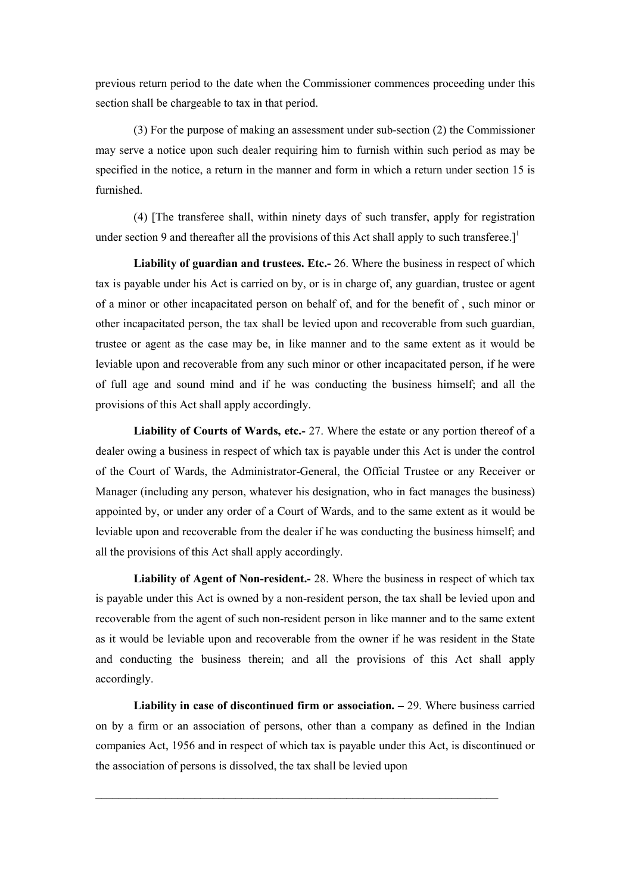previous return period to the date when the Commissioner commences proceeding under this section shall be chargeable to tax in that period.

(3) For the purpose of making an assessment under sub-section (2) the Commissioner may serve a notice upon such dealer requiring him to furnish within such period as may be specified in the notice, a return in the manner and form in which a return under section 15 is furnished.

(4) [The transferee shall, within ninety days of such transfer, apply for registration under section 9 and thereafter all the provisions of this Act shall apply to such transferee.][1]

**Liability of guardian and trustees. Etc.-** 26. Where the business in respect of which tax is payable under his Act is carried on by, or is in charge of, any guardian, trustee or agent of a minor or other incapacitated person on behalf of, and for the benefit of , such minor or other incapacitated person, the tax shall be levied upon and recoverable from such guardian, trustee or agent as the case may be, in like manner and to the same extent as it would be leviable upon and recoverable from any such minor or other incapacitated person, if he were of full age and sound mind and if he was conducting the business himself; and all the provisions of this Act shall apply accordingly.

**Liability of Courts of Wards, etc.-** 27. Where the estate or any portion thereof of a dealer owing a business in respect of which tax is payable under this Act is under the control of the Court of Wards, the Administrator-General, the Official Trustee or any Receiver or Manager (including any person, whatever his designation, who in fact manages the business) appointed by, or under any order of a Court of Wards, and to the same extent as it would be leviable upon and recoverable from the dealer if he was conducting the business himself; and all the provisions of this Act shall apply accordingly.

**Liability of Agent of Non-resident.-** 28. Where the business in respect of which tax is payable under this Act is owned by a non-resident person, the tax shall be levied upon and recoverable from the agent of such non-resident person in like manner and to the same extent as it would be leviable upon and recoverable from the owner if he was resident in the State and conducting the business therein; and all the provisions of this Act shall apply accordingly.

**Liability in case of discontinued firm or association. –** 29. Where business carried on by a firm or an association of persons, other than a company as defined in the Indian companies Act, 1956 and in respect of which tax is payable under this Act, is discontinued or the association of persons is dissolved, the tax shall be levied upon

---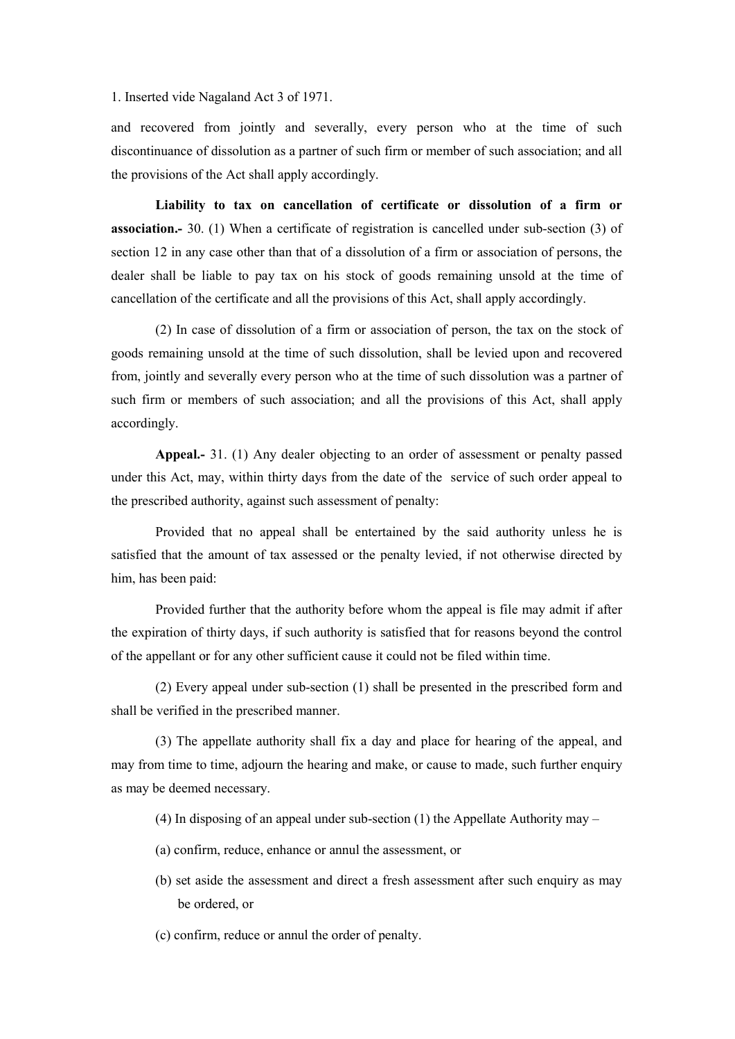1. Inserted vide Nagaland Act 3 of 1971.

and recovered from jointly and severally, every person who at the time of such discontinuance of dissolution as a partner of such firm or member of such association; and all the provisions of the Act shall apply accordingly.

**Liability to tax on cancellation of certificate or dissolution of a firm or association.-** 30. (1) When a certificate of registration is cancelled under sub-section (3) of section 12 in any case other than that of a dissolution of a firm or association of persons, the dealer shall be liable to pay tax on his stock of goods remaining unsold at the time of cancellation of the certificate and all the provisions of this Act, shall apply accordingly.

(2) In case of dissolution of a firm or association of person, the tax on the stock of goods remaining unsold at the time of such dissolution, shall be levied upon and recovered from, jointly and severally every person who at the time of such dissolution was a partner of such firm or members of such association; and all the provisions of this Act, shall apply accordingly.

**Appeal.-** 31. (1) Any dealer objecting to an order of assessment or penalty passed under this Act, may, within thirty days from the date of the service of such order appeal to the prescribed authority, against such assessment of penalty:

Provided that no appeal shall be entertained by the said authority unless he is satisfied that the amount of tax assessed or the penalty levied, if not otherwise directed by him, has been paid:

Provided further that the authority before whom the appeal is file may admit if after the expiration of thirty days, if such authority is satisfied that for reasons beyond the control of the appellant or for any other sufficient cause it could not be filed within time.

(2) Every appeal under sub-section (1) shall be presented in the prescribed form and shall be verified in the prescribed manner.

(3) The appellate authority shall fix a day and place for hearing of the appeal, and may from time to time, adjourn the hearing and make, or cause to made, such further enquiry as may be deemed necessary.

(4) In disposing of an appeal under sub-section (1) the Appellate Authority may –

(a) confirm, reduce, enhance or annul the assessment, or

(b) set aside the assessment and direct a fresh assessment after such enquiry as may be ordered, or

(c) confirm, reduce or annul the order of penalty.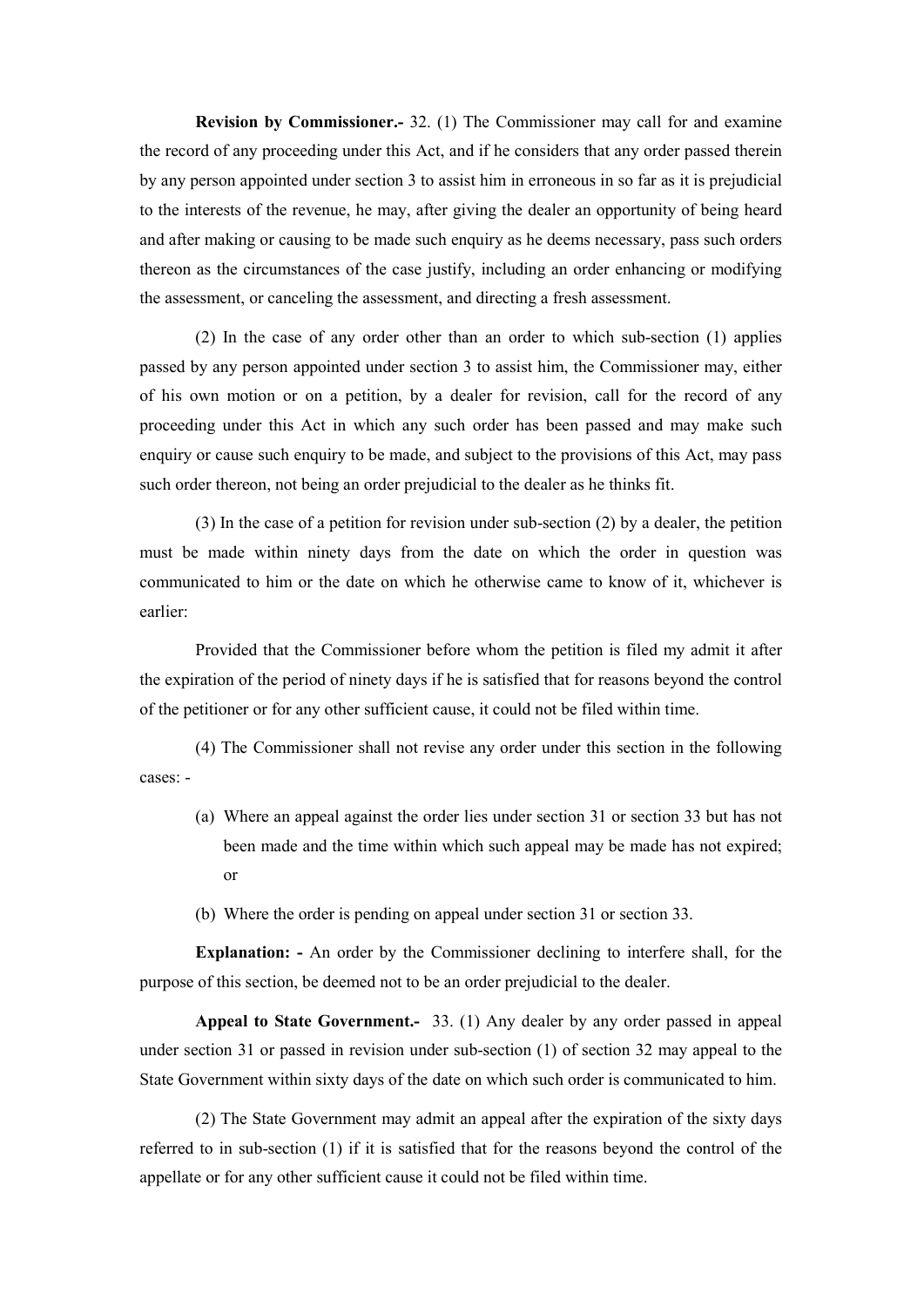**Revision by Commissioner.-** 32. (1) The Commissioner may call for and examine the record of any proceeding under this Act, and if he considers that any order passed therein by any person appointed under section 3 to assist him in erroneous in so far as it is prejudicial to the interests of the revenue, he may, after giving the dealer an opportunity of being heard and after making or causing to be made such enquiry as he deems necessary, pass such orders thereon as the circumstances of the case justify, including an order enhancing or modifying the assessment, or canceling the assessment, and directing a fresh assessment.

(2) In the case of any order other than an order to which sub-section (1) applies passed by any person appointed under section 3 to assist him, the Commissioner may, either of his own motion or on a petition, by a dealer for revision, call for the record of any proceeding under this Act in which any such order has been passed and may make such enquiry or cause such enquiry to be made, and subject to the provisions of this Act, may pass such order thereon, not being an order prejudicial to the dealer as he thinks fit.

(3) In the case of a petition for revision under sub-section (2) by a dealer, the petition must be made within ninety days from the date on which the order in question was communicated to him or the date on which he otherwise came to know of it, whichever is earlier:

Provided that the Commissioner before whom the petition is filed my admit it after the expiration of the period of ninety days if he is satisfied that for reasons beyond the control of the petitioner or for any other sufficient cause, it could not be filed within time.

(4) The Commissioner shall not revise any order under this section in the following cases: -

(a) Where an appeal against the order lies under section 31 or section 33 but has not been made and the time within which such appeal may be made has not expired; or

(b) Where the order is pending on appeal under section 31 or section 33.

**Explanation: -** An order by the Commissioner declining to interfere shall, for the purpose of this section, be deemed not to be an order prejudicial to the dealer.

**Appeal to State Government.-** 33. (1) Any dealer by any order passed in appeal under section 31 or passed in revision under sub-section (1) of section 32 may appeal to the State Government within sixty days of the date on which such order is communicated to him.

(2) The State Government may admit an appeal after the expiration of the sixty days referred to in sub-section (1) if it is satisfied that for the reasons beyond the control of the appellate or for any other sufficient cause it could not be filed within time.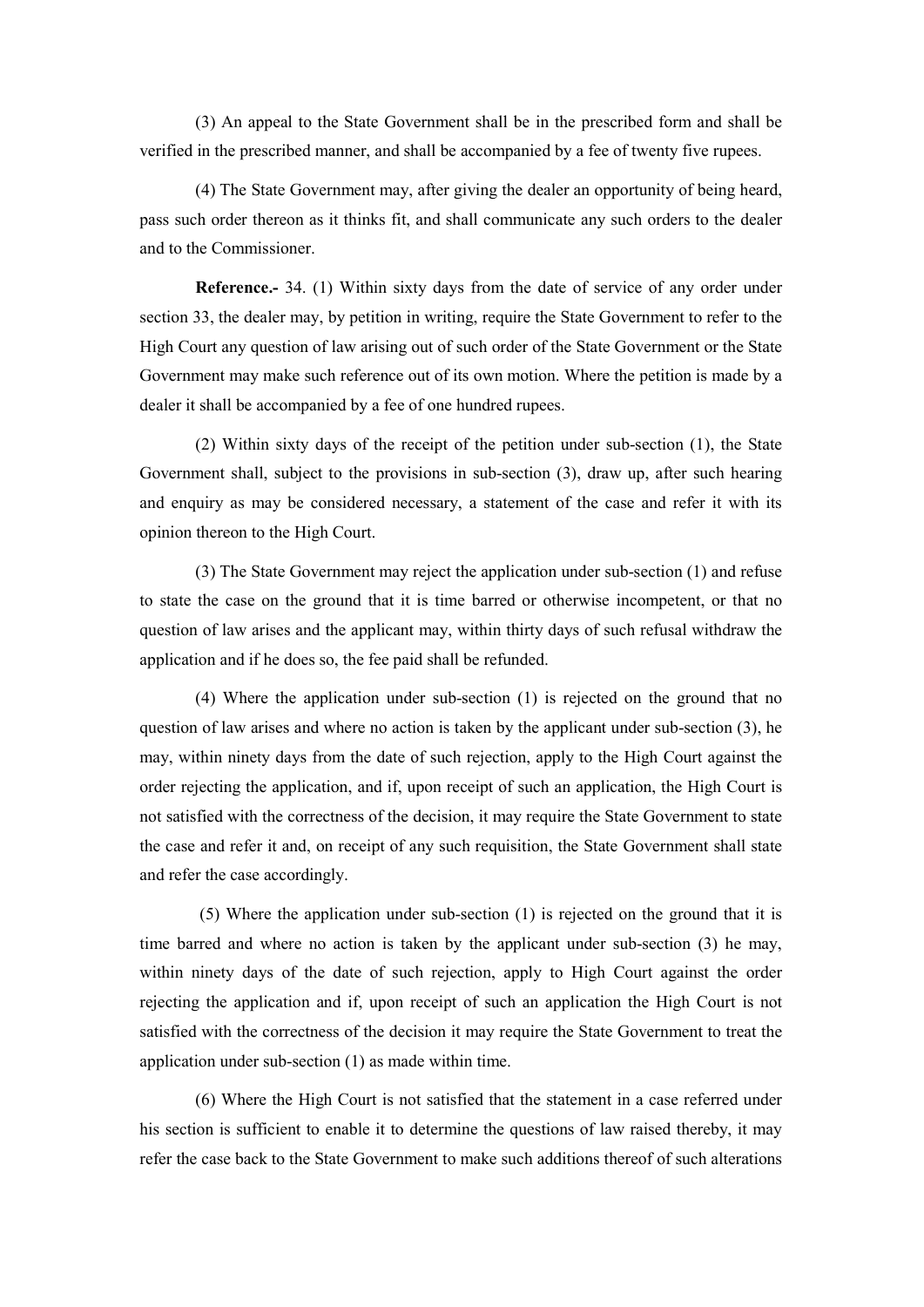(3) An appeal to the State Government shall be in the prescribed form and shall be verified in the prescribed manner, and shall be accompanied by a fee of twenty five rupees.

(4) The State Government may, after giving the dealer an opportunity of being heard, pass such order thereon as it thinks fit, and shall communicate any such orders to the dealer and to the Commissioner.

**Reference.-** 34. (1) Within sixty days from the date of service of any order under section 33, the dealer may, by petition in writing, require the State Government to refer to the High Court any question of law arising out of such order of the State Government or the State Government may make such reference out of its own motion. Where the petition is made by a dealer it shall be accompanied by a fee of one hundred rupees.

(2) Within sixty days of the receipt of the petition under sub-section (1), the State Government shall, subject to the provisions in sub-section (3), draw up, after such hearing and enquiry as may be considered necessary, a statement of the case and refer it with its opinion thereon to the High Court.

(3) The State Government may reject the application under sub-section (1) and refuse to state the case on the ground that it is time barred or otherwise incompetent, or that no question of law arises and the applicant may, within thirty days of such refusal withdraw the application and if he does so, the fee paid shall be refunded.

(4) Where the application under sub-section (1) is rejected on the ground that no question of law arises and where no action is taken by the applicant under sub-section (3), he may, within ninety days from the date of such rejection, apply to the High Court against the order rejecting the application, and if, upon receipt of such an application, the High Court is not satisfied with the correctness of the decision, it may require the State Government to state the case and refer it and, on receipt of any such requisition, the State Government shall state and refer the case accordingly.

(5) Where the application under sub-section (1) is rejected on the ground that it is time barred and where no action is taken by the applicant under sub-section (3) he may, within ninety days of the date of such rejection, apply to High Court against the order rejecting the application and if, upon receipt of such an application the High Court is not satisfied with the correctness of the decision it may require the State Government to treat the application under sub-section (1) as made within time.

(6) Where the High Court is not satisfied that the statement in a case referred under his section is sufficient to enable it to determine the questions of law raised thereby, it may refer the case back to the State Government to make such additions thereof of such alterations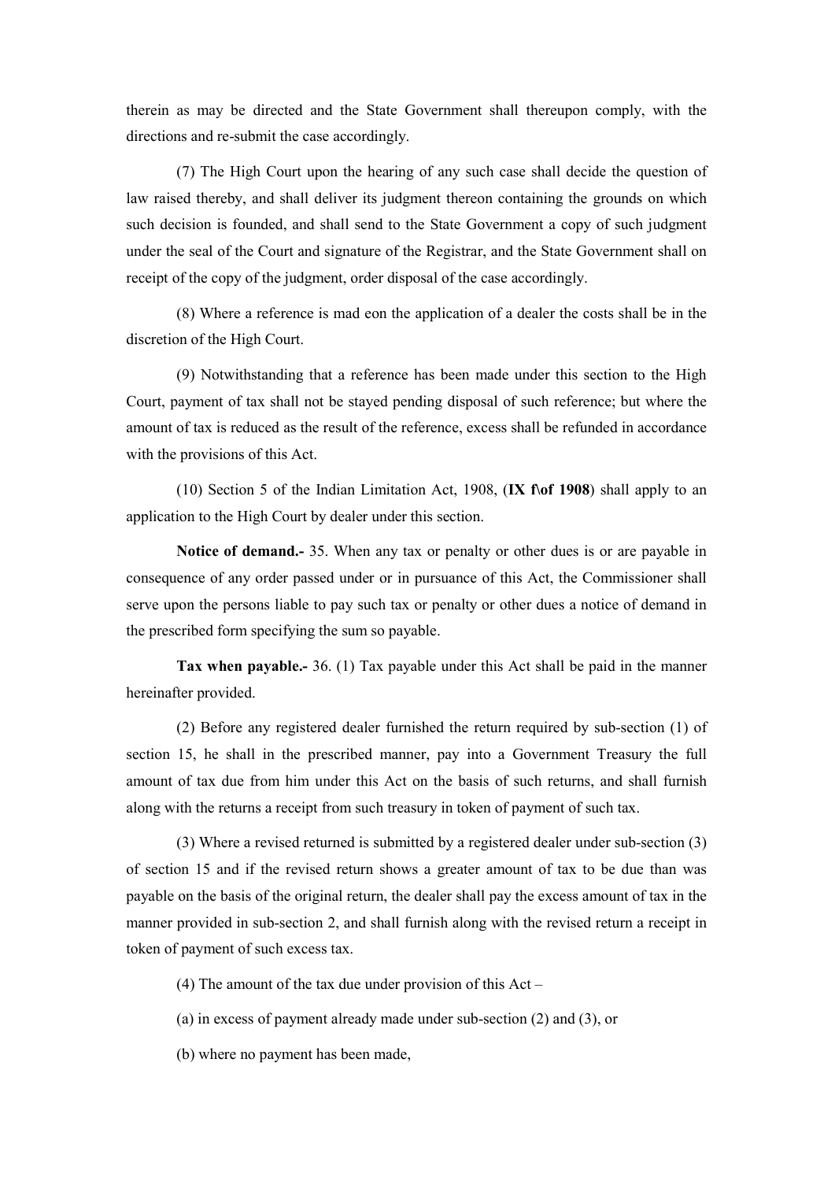therein as may be directed and the State Government shall thereupon comply, with the directions and re-submit the case accordingly.

(7) The High Court upon the hearing of any such case shall decide the question of law raised thereby, and shall deliver its judgment thereon containing the grounds on which such decision is founded, and shall send to the State Government a copy of such judgment under the seal of the Court and signature of the Registrar, and the State Government shall on receipt of the copy of the judgment, order disposal of the case accordingly.

(8) Where a reference is mad eon the application of a dealer the costs shall be in the discretion of the High Court.

(9) Notwithstanding that a reference has been made under this section to the High Court, payment of tax shall not be stayed pending disposal of such reference; but where the amount of tax is reduced as the result of the reference, excess shall be refunded in accordance with the provisions of this Act.

(10) Section 5 of the Indian Limitation Act, 1908, (**IX f\of 1908**) shall apply to an application to the High Court by dealer under this section.

**Notice of demand.-** 35. When any tax or penalty or other dues is or are payable in consequence of any order passed under or in pursuance of this Act, the Commissioner shall serve upon the persons liable to pay such tax or penalty or other dues a notice of demand in the prescribed form specifying the sum so payable.

**Tax when payable.-** 36. (1) Tax payable under this Act shall be paid in the manner hereinafter provided.

(2) Before any registered dealer furnished the return required by sub-section (1) of section 15, he shall in the prescribed manner, pay into a Government Treasury the full amount of tax due from him under this Act on the basis of such returns, and shall furnish along with the returns a receipt from such treasury in token of payment of such tax.

(3) Where a revised returned is submitted by a registered dealer under sub-section (3) of section 15 and if the revised return shows a greater amount of tax to be due than was payable on the basis of the original return, the dealer shall pay the excess amount of tax in the manner provided in sub-section 2, and shall furnish along with the revised return a receipt in token of payment of such excess tax.

(4) The amount of the tax due under provision of this Act –

(a) in excess of payment already made under sub-section (2) and (3), or

(b) where no payment has been made,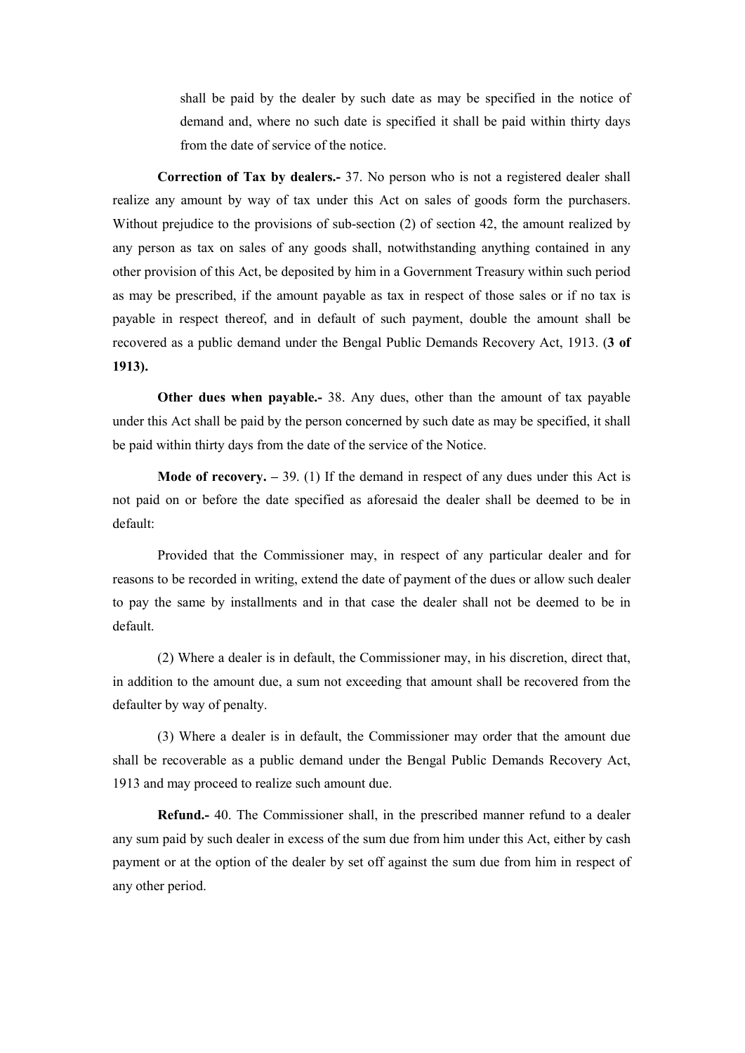shall be paid by the dealer by such date as may be specified in the notice of demand and, where no such date is specified it shall be paid within thirty days from the date of service of the notice.

**Correction of Tax by dealers.-** 37. No person who is not a registered dealer shall realize any amount by way of tax under this Act on sales of goods form the purchasers. Without prejudice to the provisions of sub-section (2) of section 42, the amount realized by any person as tax on sales of any goods shall, notwithstanding anything contained in any other provision of this Act, be deposited by him in a Government Treasury within such period as may be prescribed, if the amount payable as tax in respect of those sales or if no tax is payable in respect thereof, and in default of such payment, double the amount shall be recovered as a public demand under the Bengal Public Demands Recovery Act, 1913. (**3 of 1913).**

**Other dues when payable.-** 38. Any dues, other than the amount of tax payable under this Act shall be paid by the person concerned by such date as may be specified, it shall be paid within thirty days from the date of the service of the Notice.

**Mode of recovery.** – 39. (1) If the demand in respect of any dues under this Act is not paid on or before the date specified as aforesaid the dealer shall be deemed to be in default:

Provided that the Commissioner may, in respect of any particular dealer and for reasons to be recorded in writing, extend the date of payment of the dues or allow such dealer to pay the same by installments and in that case the dealer shall not be deemed to be in default.

(2) Where a dealer is in default, the Commissioner may, in his discretion, direct that, in addition to the amount due, a sum not exceeding that amount shall be recovered from the defaulter by way of penalty.

(3) Where a dealer is in default, the Commissioner may order that the amount due shall be recoverable as a public demand under the Bengal Public Demands Recovery Act, 1913 and may proceed to realize such amount due.

**Refund.-** 40. The Commissioner shall, in the prescribed manner refund to a dealer any sum paid by such dealer in excess of the sum due from him under this Act, either by cash payment or at the option of the dealer by set off against the sum due from him in respect of any other period.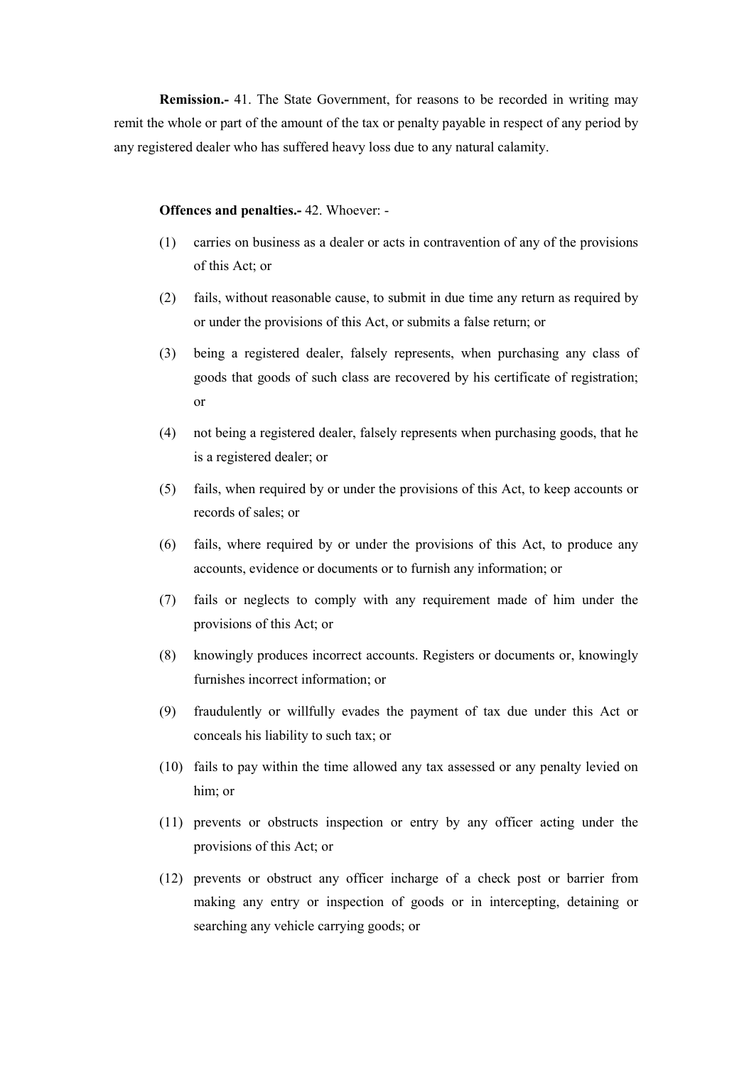**Remission.-** 41. The State Government, for reasons to be recorded in writing may remit the whole or part of the amount of the tax or penalty payable in respect of any period by any registered dealer who has suffered heavy loss due to any natural calamity.

**Offences and penalties.-** 42. Whoever: -

(1) carries on business as a dealer or acts in contravention of any of the provisions of this Act; or

(2) fails, without reasonable cause, to submit in due time any return as required by or under the provisions of this Act, or submits a false return; or

(3) being a registered dealer, falsely represents, when purchasing any class of goods that goods of such class are recovered by his certificate of registration; or

(4) not being a registered dealer, falsely represents when purchasing goods, that he is a registered dealer; or

(5) fails, when required by or under the provisions of this Act, to keep accounts or records of sales; or

(6) fails, where required by or under the provisions of this Act, to produce any accounts, evidence or documents or to furnish any information; or

(7) fails or neglects to comply with any requirement made of him under the provisions of this Act; or

(8) knowingly produces incorrect accounts. Registers or documents or, knowingly furnishes incorrect information; or

(9) fraudulently or willfully evades the payment of tax due under this Act or conceals his liability to such tax; or

(10) fails to pay within the time allowed any tax assessed or any penalty levied on him; or

(11) prevents or obstructs inspection or entry by any officer acting under the provisions of this Act; or

(12) prevents or obstruct any officer incharge of a check post or barrier from making any entry or inspection of goods or in intercepting, detaining or searching any vehicle carrying goods; or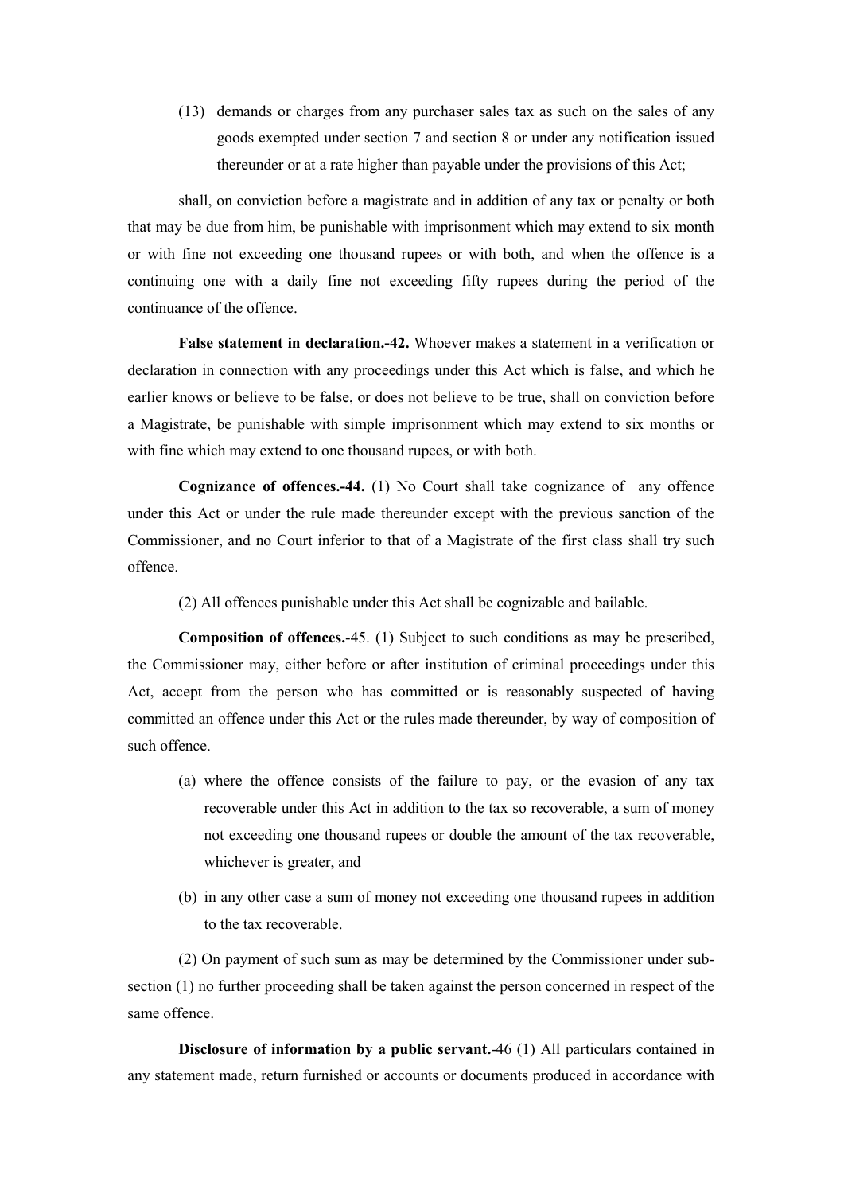(13) demands or charges from any purchaser sales tax as such on the sales of any goods exempted under section 7 and section 8 or under any notification issued thereunder or at a rate higher than payable under the provisions of this Act;

shall, on conviction before a magistrate and in addition of any tax or penalty or both that may be due from him, be punishable with imprisonment which may extend to six month or with fine not exceeding one thousand rupees or with both, and when the offence is a continuing one with a daily fine not exceeding fifty rupees during the period of the continuance of the offence.

**False statement in declaration.-42.** Whoever makes a statement in a verification or declaration in connection with any proceedings under this Act which is false, and which he earlier knows or believe to be false, or does not believe to be true, shall on conviction before a Magistrate, be punishable with simple imprisonment which may extend to six months or with fine which may extend to one thousand rupees, or with both.

**Cognizance of offences.-44.** (1) No Court shall take cognizance of any offence under this Act or under the rule made thereunder except with the previous sanction of the Commissioner, and no Court inferior to that of a Magistrate of the first class shall try such offence.

(2) All offences punishable under this Act shall be cognizable and bailable.

**Composition of offences.**-45. (1) Subject to such conditions as may be prescribed, the Commissioner may, either before or after institution of criminal proceedings under this Act, accept from the person who has committed or is reasonably suspected of having committed an offence under this Act or the rules made thereunder, by way of composition of such offence.

(a) where the offence consists of the failure to pay, or the evasion of any tax recoverable under this Act in addition to the tax so recoverable, a sum of money not exceeding one thousand rupees or double the amount of the tax recoverable, whichever is greater, and

(b) in any other case a sum of money not exceeding one thousand rupees in addition to the tax recoverable.

(2) On payment of such sum as may be determined by the Commissioner under sub-section (1) no further proceeding shall be taken against the person concerned in respect of the same offence.

**Disclosure of information by a public servant.**-46 (1) All particulars contained in any statement made, return furnished or accounts or documents produced in accordance with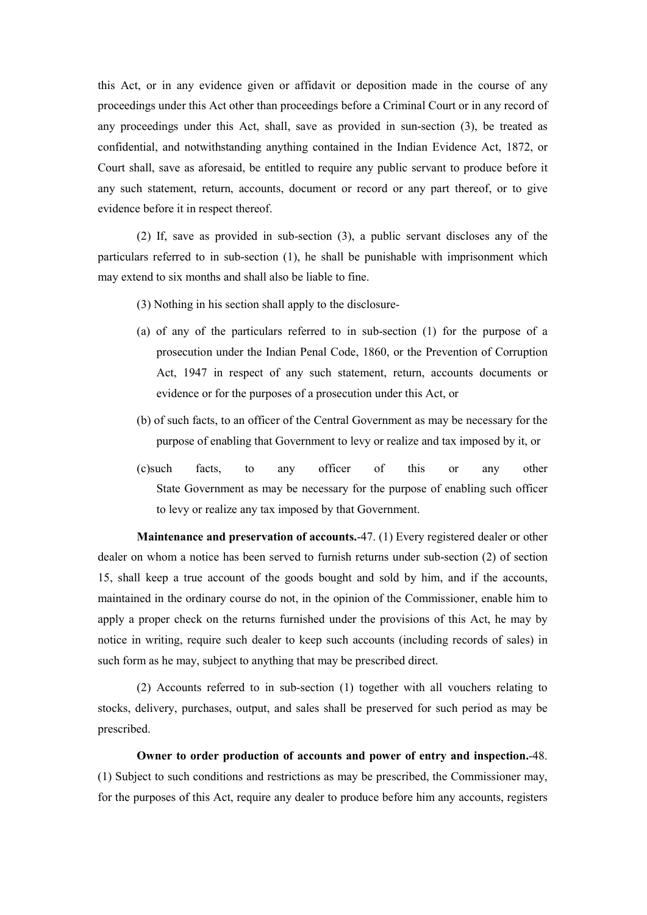this Act, or in any evidence given or affidavit or deposition made in the course of any proceedings under this Act other than proceedings before a Criminal Court or in any record of any proceedings under this Act, shall, save as provided in sun-section (3), be treated as confidential, and notwithstanding anything contained in the Indian Evidence Act, 1872, or Court shall, save as aforesaid, be entitled to require any public servant to produce before it any such statement, return, accounts, document or record or any part thereof, or to give evidence before it in respect thereof.

(2) If, save as provided in sub-section (3), a public servant discloses any of the particulars referred to in sub-section (1), he shall be punishable with imprisonment which may extend to six months and shall also be liable to fine.

(3) Nothing in his section shall apply to the disclosure-

(a) of any of the particulars referred to in sub-section (1) for the purpose of a prosecution under the Indian Penal Code, 1860, or the Prevention of Corruption Act, 1947 in respect of any such statement, return, accounts documents or evidence or for the purposes of a prosecution under this Act, or

(b) of such facts, to an officer of the Central Government as may be necessary for the purpose of enabling that Government to levy or realize and tax imposed by it, or

(c)such facts, to any officer of this or any other State Government as may be necessary for the purpose of enabling such officer to levy or realize any tax imposed by that Government.

**Maintenance and preservation of accounts.**-47. (1) Every registered dealer or other dealer on whom a notice has been served to furnish returns under sub-section (2) of section 15, shall keep a true account of the goods bought and sold by him, and if the accounts, maintained in the ordinary course do not, in the opinion of the Commissioner, enable him to apply a proper check on the returns furnished under the provisions of this Act, he may by notice in writing, require such dealer to keep such accounts (including records of sales) in such form as he may, subject to anything that may be prescribed direct.

(2) Accounts referred to in sub-section (1) together with all vouchers relating to stocks, delivery, purchases, output, and sales shall be preserved for such period as may be prescribed.

**Owner to order production of accounts and power of entry and inspection.**-48. (1) Subject to such conditions and restrictions as may be prescribed, the Commissioner may, for the purposes of this Act, require any dealer to produce before him any accounts, registers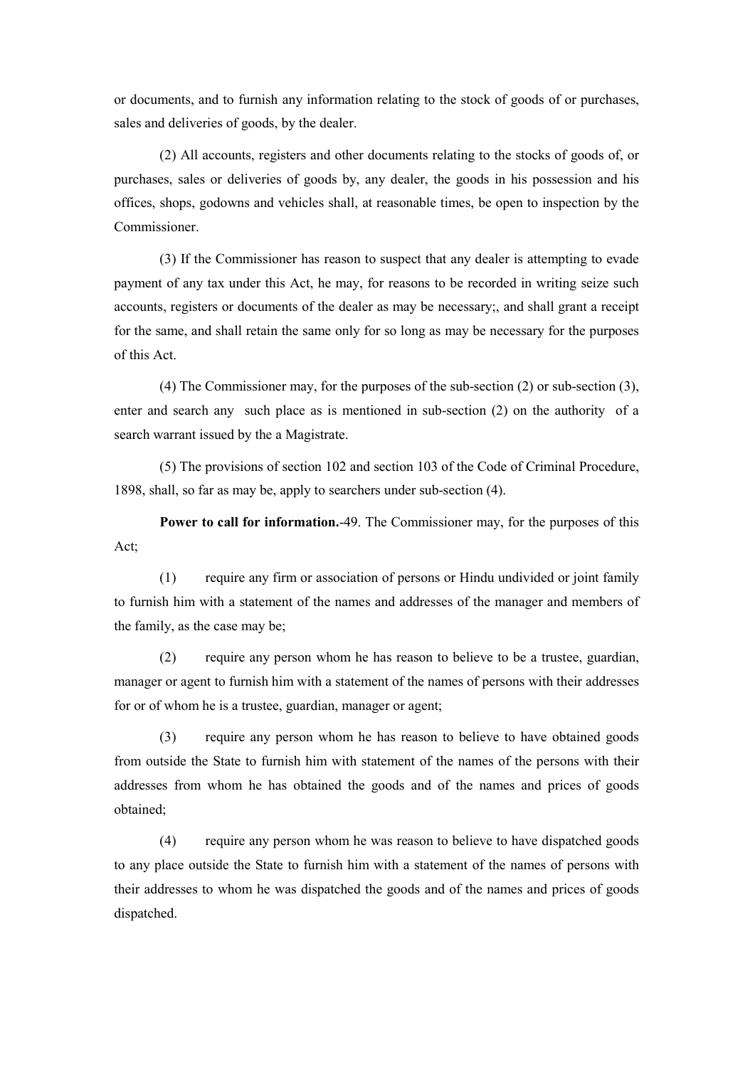or documents, and to furnish any information relating to the stock of goods of or purchases, sales and deliveries of goods, by the dealer.

(2) All accounts, registers and other documents relating to the stocks of goods of, or purchases, sales or deliveries of goods by, any dealer, the goods in his possession and his offices, shops, godowns and vehicles shall, at reasonable times, be open to inspection by the Commissioner.

(3) If the Commissioner has reason to suspect that any dealer is attempting to evade payment of any tax under this Act, he may, for reasons to be recorded in writing seize such accounts, registers or documents of the dealer as may be necessary;, and shall grant a receipt for the same, and shall retain the same only for so long as may be necessary for the purposes of this Act.

(4) The Commissioner may, for the purposes of the sub-section (2) or sub-section (3), enter and search any such place as is mentioned in sub-section (2) on the authority of a search warrant issued by the a Magistrate.

(5) The provisions of section 102 and section 103 of the Code of Criminal Procedure, 1898, shall, so far as may be, apply to searchers under sub-section (4).

**Power to call for information.**-49. The Commissioner may, for the purposes of this Act;

(1) require any firm or association of persons or Hindu undivided or joint family to furnish him with a statement of the names and addresses of the manager and members of the family, as the case may be;

(2) require any person whom he has reason to believe to be a trustee, guardian, manager or agent to furnish him with a statement of the names of persons with their addresses for or of whom he is a trustee, guardian, manager or agent;

(3) require any person whom he has reason to believe to have obtained goods from outside the State to furnish him with statement of the names of the persons with their addresses from whom he has obtained the goods and of the names and prices of goods obtained;

(4) require any person whom he was reason to believe to have dispatched goods to any place outside the State to furnish him with a statement of the names of persons with their addresses to whom he was dispatched the goods and of the names and prices of goods dispatched.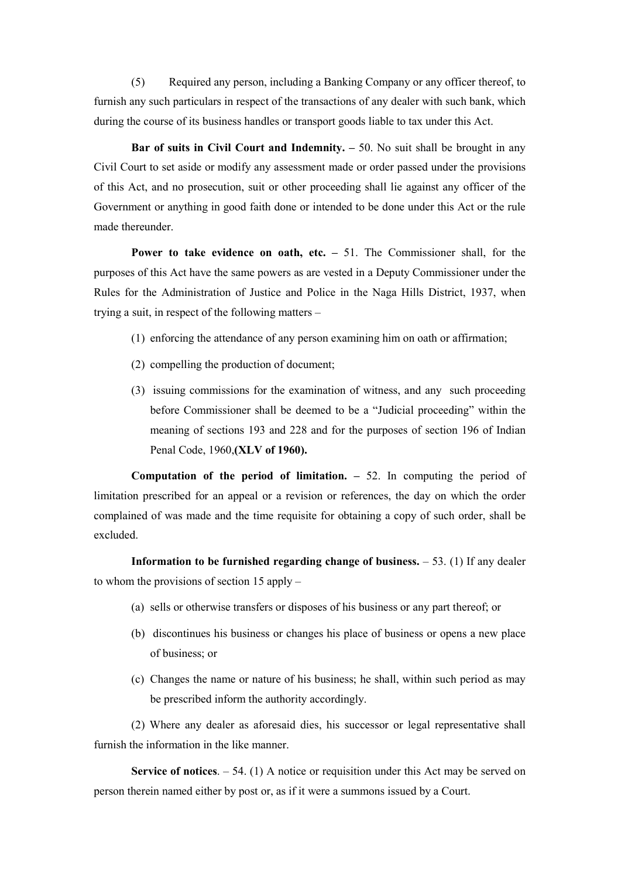(5) Required any person, including a Banking Company or any officer thereof, to furnish any such particulars in respect of the transactions of any dealer with such bank, which during the course of its business handles or transport goods liable to tax under this Act.

**Bar of suits in Civil Court and Indemnity. –** 50. No suit shall be brought in any Civil Court to set aside or modify any assessment made or order passed under the provisions of this Act, and no prosecution, suit or other proceeding shall lie against any officer of the Government or anything in good faith done or intended to be done under this Act or the rule made thereunder.

**Power to take evidence on oath, etc. –** 51. The Commissioner shall, for the purposes of this Act have the same powers as are vested in a Deputy Commissioner under the Rules for the Administration of Justice and Police in the Naga Hills District, 1937, when trying a suit, in respect of the following matters –

(1) enforcing the attendance of any person examining him on oath or affirmation;

(2) compelling the production of document;

(3) issuing commissions for the examination of witness, and any such proceeding before Commissioner shall be deemed to be a "Judicial proceeding" within the meaning of sections 193 and 228 and for the purposes of section 196 of Indian Penal Code, 1960,**(XLV of 1960).**

**Computation of the period of limitation. –** 52. In computing the period of limitation prescribed for an appeal or a revision or references, the day on which the order complained of was made and the time requisite for obtaining a copy of such order, shall be excluded.

**Information to be furnished regarding change of business.** – 53. (1) If any dealer to whom the provisions of section 15 apply –

(a) sells or otherwise transfers or disposes of his business or any part thereof; or

(b) discontinues his business or changes his place of business or opens a new place of business; or

(c) Changes the name or nature of his business; he shall, within such period as may be prescribed inform the authority accordingly.

(2) Where any dealer as aforesaid dies, his successor or legal representative shall furnish the information in the like manner.

**Service of notices**. – 54. (1) A notice or requisition under this Act may be served on person therein named either by post or, as if it were a summons issued by a Court.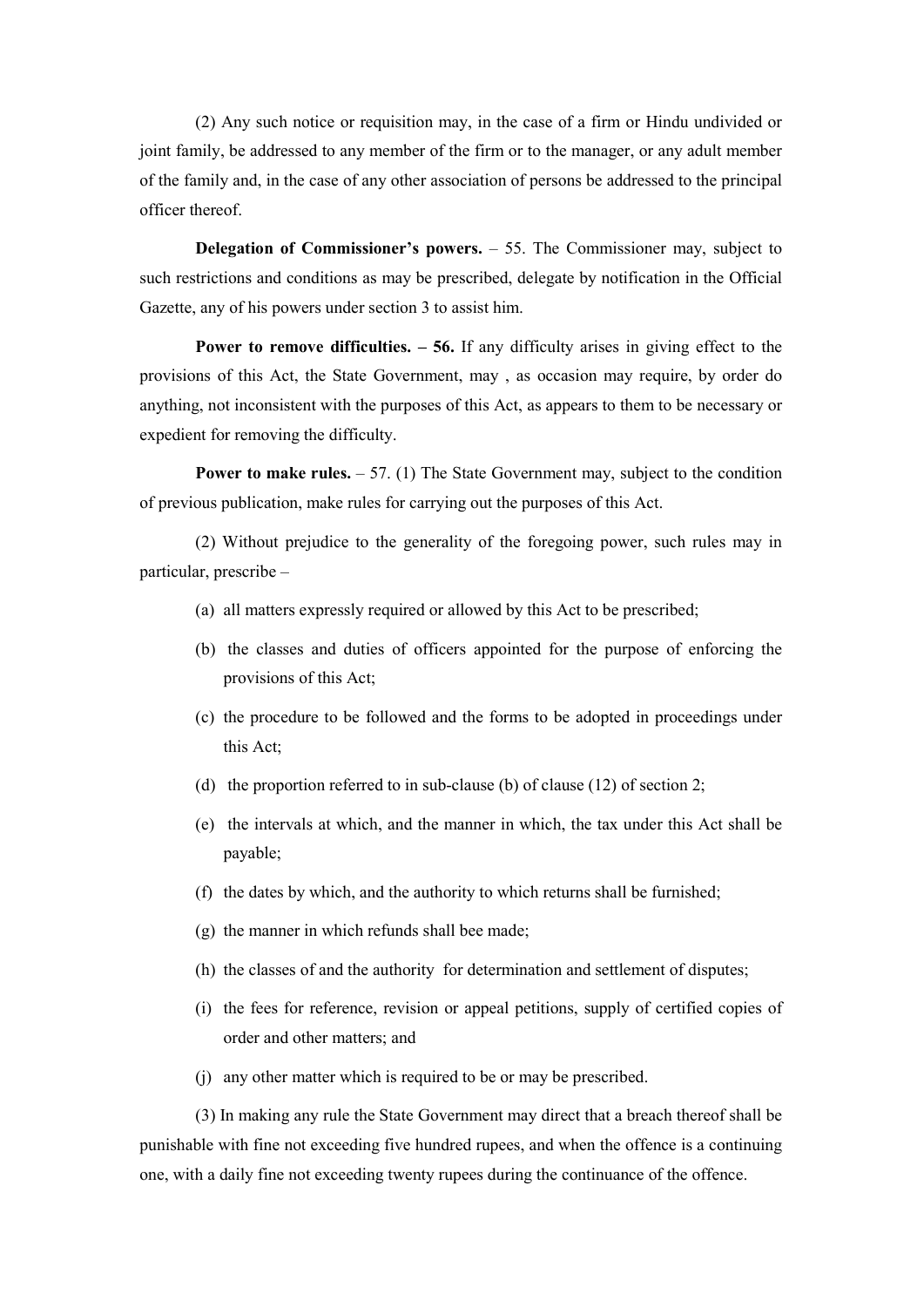(2) Any such notice or requisition may, in the case of a firm or Hindu undivided or joint family, be addressed to any member of the firm or to the manager, or any adult member of the family and, in the case of any other association of persons be addressed to the principal officer thereof.

**Delegation of Commissioner's powers.** – 55. The Commissioner may, subject to such restrictions and conditions as may be prescribed, delegate by notification in the Official Gazette, any of his powers under section 3 to assist him.

**Power to remove difficulties. – 56.** If any difficulty arises in giving effect to the provisions of this Act, the State Government, may , as occasion may require, by order do anything, not inconsistent with the purposes of this Act, as appears to them to be necessary or expedient for removing the difficulty.

**Power to make rules.** – 57. (1) The State Government may, subject to the condition of previous publication, make rules for carrying out the purposes of this Act.

(2) Without prejudice to the generality of the foregoing power, such rules may in particular, prescribe –

(a) all matters expressly required or allowed by this Act to be prescribed;

(b) the classes and duties of officers appointed for the purpose of enforcing the provisions of this Act;

(c) the procedure to be followed and the forms to be adopted in proceedings under this Act;

(d) the proportion referred to in sub-clause (b) of clause (12) of section 2;

(e) the intervals at which, and the manner in which, the tax under this Act shall be payable;

(f) the dates by which, and the authority to which returns shall be furnished;

(g) the manner in which refunds shall bee made;

(h) the classes of and the authority for determination and settlement of disputes;

(i) the fees for reference, revision or appeal petitions, supply of certified copies of order and other matters; and

(j) any other matter which is required to be or may be prescribed.

(3) In making any rule the State Government may direct that a breach thereof shall be punishable with fine not exceeding five hundred rupees, and when the offence is a continuing one, with a daily fine not exceeding twenty rupees during the continuance of the offence.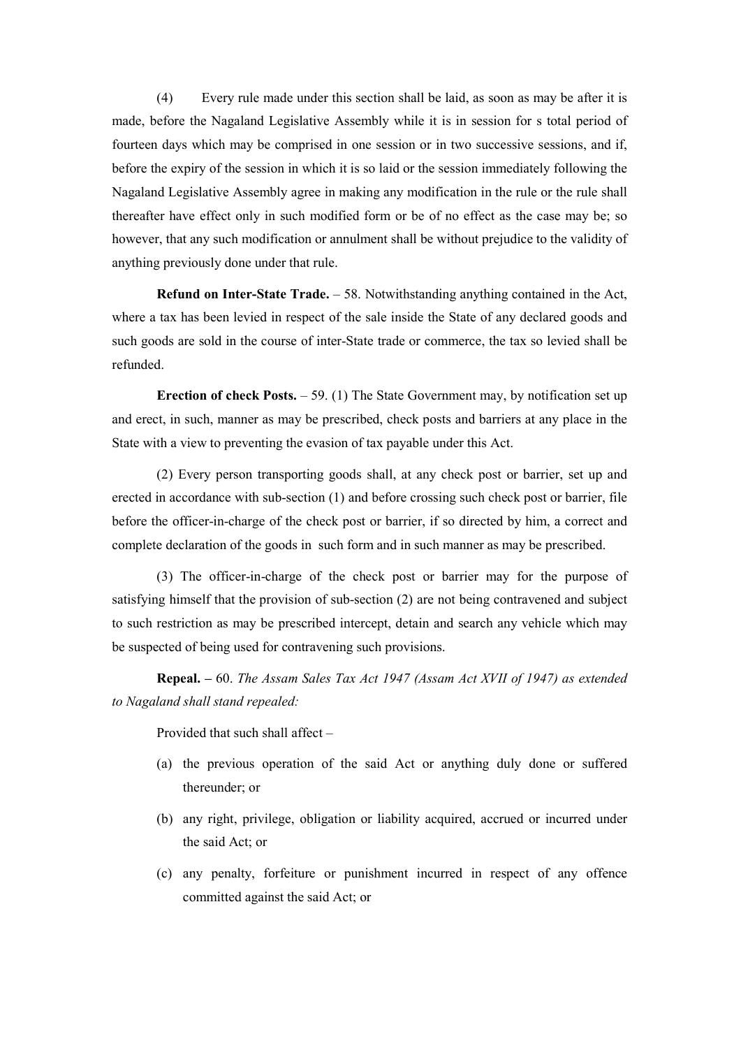(4) Every rule made under this section shall be laid, as soon as may be after it is made, before the Nagaland Legislative Assembly while it is in session for s total period of fourteen days which may be comprised in one session or in two successive sessions, and if, before the expiry of the session in which it is so laid or the session immediately following the Nagaland Legislative Assembly agree in making any modification in the rule or the rule shall thereafter have effect only in such modified form or be of no effect as the case may be; so however, that any such modification or annulment shall be without prejudice to the validity of anything previously done under that rule.

**Refund on Inter-State Trade.** – 58. Notwithstanding anything contained in the Act, where a tax has been levied in respect of the sale inside the State of any declared goods and such goods are sold in the course of inter-State trade or commerce, the tax so levied shall be refunded.

**Erection of check Posts.** – 59. (1) The State Government may, by notification set up and erect, in such, manner as may be prescribed, check posts and barriers at any place in the State with a view to preventing the evasion of tax payable under this Act.

(2) Every person transporting goods shall, at any check post or barrier, set up and erected in accordance with sub-section (1) and before crossing such check post or barrier, file before the officer-in-charge of the check post or barrier, if so directed by him, a correct and complete declaration of the goods in such form and in such manner as may be prescribed.

(3) The officer-in-charge of the check post or barrier may for the purpose of satisfying himself that the provision of sub-section (2) are not being contravened and subject to such restriction as may be prescribed intercept, detain and search any vehicle which may be suspected of being used for contravening such provisions.

**Repeal. –** 60. *The Assam Sales Tax Act 1947 (Assam Act XVII of 1947) as extended to Nagaland shall stand repealed:*

Provided that such shall affect –

(a) the previous operation of the said Act or anything duly done or suffered thereunder; or

(b) any right, privilege, obligation or liability acquired, accrued or incurred under the said Act; or

(c) any penalty, forfeiture or punishment incurred in respect of any offence committed against the said Act; or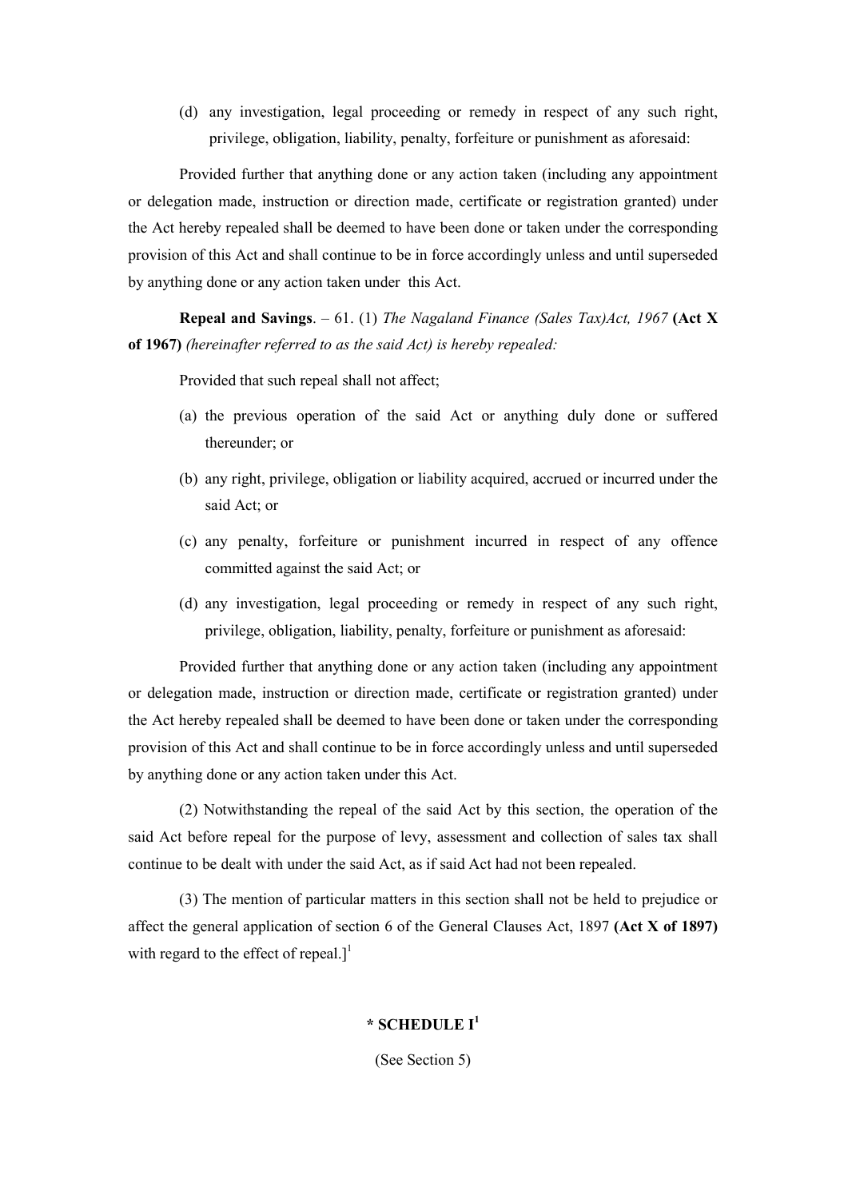(d) any investigation, legal proceeding or remedy in respect of any such right, privilege, obligation, liability, penalty, forfeiture or punishment as aforesaid:

Provided further that anything done or any action taken (including any appointment or delegation made, instruction or direction made, certificate or registration granted) under the Act hereby repealed shall be deemed to have been done or taken under the corresponding provision of this Act and shall continue to be in force accordingly unless and until superseded by anything done or any action taken under this Act.

**Repeal and Savings**. – 61. (1) *The Nagaland Finance (Sales Tax)Act, 1967* **(Act X of 1967)** *(hereinafter referred to as the said Act) is hereby repealed:*

Provided that such repeal shall not affect;

(a) the previous operation of the said Act or anything duly done or suffered thereunder; or

(b) any right, privilege, obligation or liability acquired, accrued or incurred under the said Act; or

(c) any penalty, forfeiture or punishment incurred in respect of any offence committed against the said Act; or

(d) any investigation, legal proceeding or remedy in respect of any such right, privilege, obligation, liability, penalty, forfeiture or punishment as aforesaid:

Provided further that anything done or any action taken (including any appointment or delegation made, instruction or direction made, certificate or registration granted) under the Act hereby repealed shall be deemed to have been done or taken under the corresponding provision of this Act and shall continue to be in force accordingly unless and until superseded by anything done or any action taken under this Act.

(2) Notwithstanding the repeal of the said Act by this section, the operation of the said Act before repeal for the purpose of levy, assessment and collection of sales tax shall continue to be dealt with under the said Act, as if said Act had not been repealed.

(3) The mention of particular matters in this section shall not be held to prejudice or affect the general application of section 6 of the General Clauses Act, 1897 **(Act X of 1897)** with regard to the effect of repeal.][1]

**\* SCHEDULE I[1]**

(See Section 5)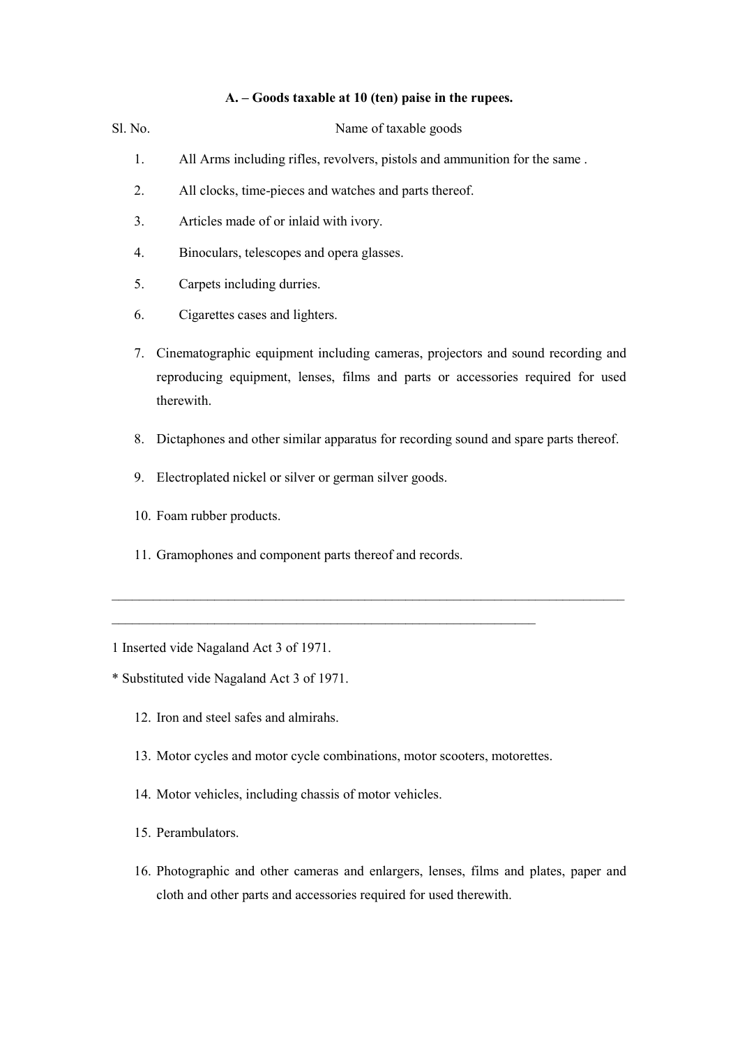**A. – Goods taxable at 10 (ten) paise in the rupees.**

Sl. No. Name of taxable goods

1. All Arms including rifles, revolvers, pistols and ammunition for the same .
2. All clocks, time-pieces and watches and parts thereof.
3. Articles made of or inlaid with ivory.
4. Binoculars, telescopes and opera glasses.
5. Carpets including durries.
6. Cigarettes cases and lighters.
7. Cinematographic equipment including cameras, projectors and sound recording and reproducing equipment, lenses, films and parts or accessories required for used therewith.
8. Dictaphones and other similar apparatus for recording sound and spare parts thereof.
9. Electroplated nickel or silver or german silver goods.
10. Foam rubber products.
11. Gramophones and component parts thereof and records.

---

1 Inserted vide Nagaland Act 3 of 1971.

* Substituted vide Nagaland Act 3 of 1971.

12. Iron and steel safes and almirahs.
13. Motor cycles and motor cycle combinations, motor scooters, motorettes.
14. Motor vehicles, including chassis of motor vehicles.
15. Perambulators.
16. Photographic and other cameras and enlargers, lenses, films and plates, paper and cloth and other parts and accessories required for used therewith.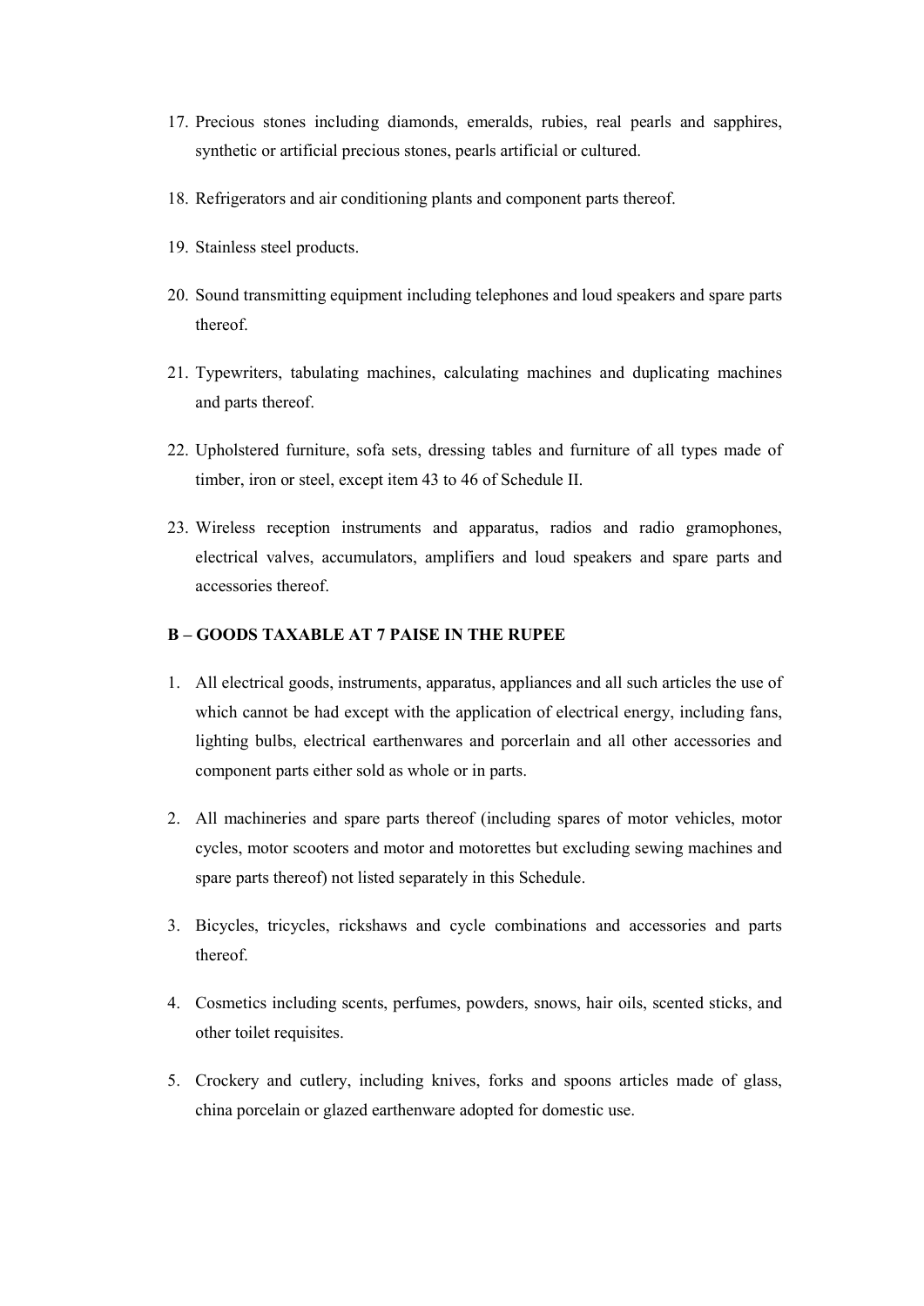17. Precious stones including diamonds, emeralds, rubies, real pearls and sapphires, synthetic or artificial precious stones, pearls artificial or cultured.

18. Refrigerators and air conditioning plants and component parts thereof.

19. Stainless steel products.

20. Sound transmitting equipment including telephones and loud speakers and spare parts thereof.

21. Typewriters, tabulating machines, calculating machines and duplicating machines and parts thereof.

22. Upholstered furniture, sofa sets, dressing tables and furniture of all types made of timber, iron or steel, except item 43 to 46 of Schedule II.

23. Wireless reception instruments and apparatus, radios and radio gramophones, electrical valves, accumulators, amplifiers and loud speakers and spare parts and accessories thereof.

**B – GOODS TAXABLE AT 7 PAISE IN THE RUPEE**

1. All electrical goods, instruments, apparatus, appliances and all such articles the use of which cannot be had except with the application of electrical energy, including fans, lighting bulbs, electrical earthenwares and porcerlain and all other accessories and component parts either sold as whole or in parts.

2. All machineries and spare parts thereof (including spares of motor vehicles, motor cycles, motor scooters and motor and motorettes but excluding sewing machines and spare parts thereof) not listed separately in this Schedule.

3. Bicycles, tricycles, rickshaws and cycle combinations and accessories and parts thereof.

4. Cosmetics including scents, perfumes, powders, snows, hair oils, scented sticks, and other toilet requisites.

5. Crockery and cutlery, including knives, forks and spoons articles made of glass, china porcelain or glazed earthenware adopted for domestic use.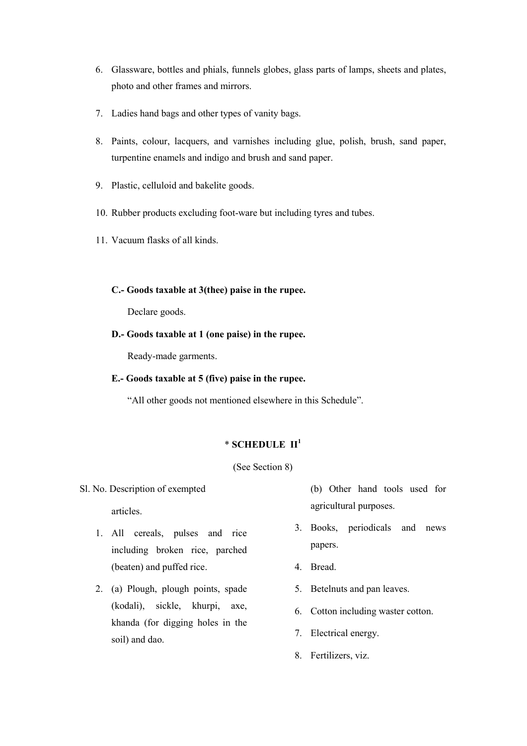6. Glassware, bottles and phials, funnels globes, glass parts of lamps, sheets and plates, photo and other frames and mirrors.

7. Ladies hand bags and other types of vanity bags.

8. Paints, colour, lacquers, and varnishes including glue, polish, brush, sand paper, turpentine enamels and indigo and brush and sand paper.

9. Plastic, celluloid and bakelite goods.

10. Rubber products excluding foot-ware but including tyres and tubes.

11. Vacuum flasks of all kinds.

**C.- Goods taxable at 3(thee) paise in the rupee.**

Declare goods.

**D.- Goods taxable at 1 (one paise) in the rupee.**

Ready-made garments.

**E.- Goods taxable at 5 (five) paise in the rupee.**

"All other goods not mentioned elsewhere in this Schedule".

## * SCHEDULE II[1]

(See Section 8)

Sl. No. Description of exempted articles.

1. All cereals, pulses and rice including broken rice, parched (beaten) and puffed rice.

2. (a) Plough, plough points, spade (kodali), sickle, khurpi, axe, khanda (for digging holes in the soil) and dao.

   (b) Other hand tools used for agricultural purposes.

3. Books, periodicals and news papers.

4. Bread.

5. Betelnuts and pan leaves.

6. Cotton including waster cotton.

7. Electrical energy.

8. Fertilizers, viz.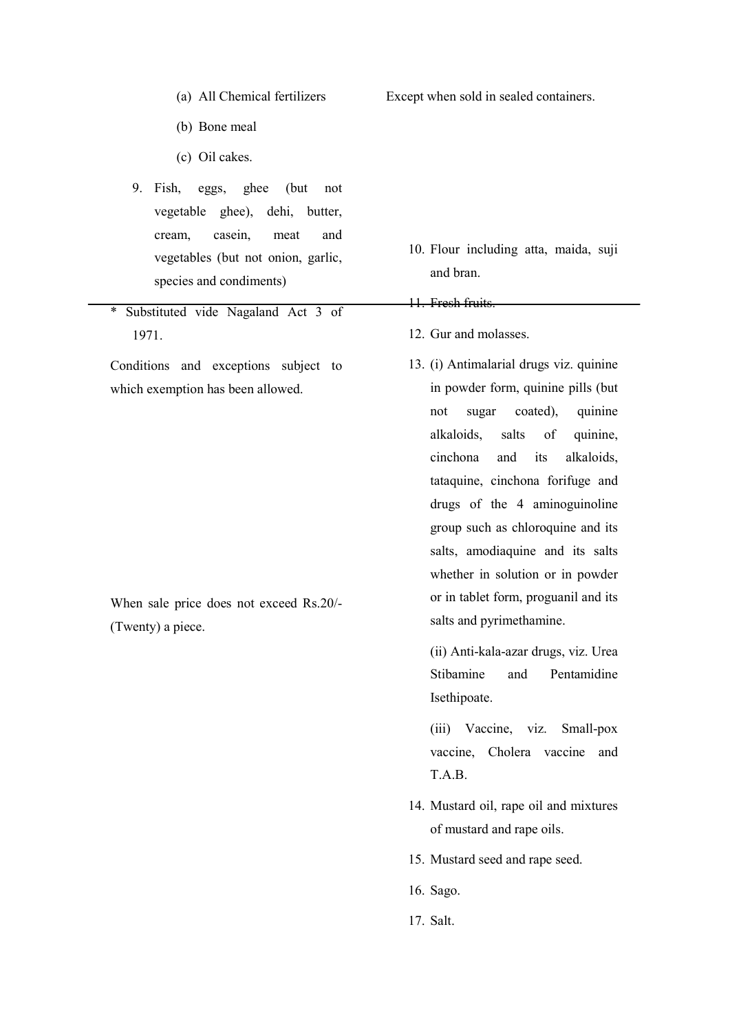(a) All Chemical fertilizers — Except when sold in sealed containers.

(b) Bone meal

(c) Oil cakes.

9. Fish, eggs, ghee (but not vegetable ghee), dehi, butter, cream, casein, meat and vegetables (but not onion, garlic, species and condiments)

10. Flour including atta, maida, suji and bran.

11. Fresh fruits.

12. Gur and molasses.

13. (i) Antimalarial drugs viz. quinine in powder form, quinine pills (but not sugar coated), quinine alkaloids, salts of quinine, cinchona and its alkaloids, tataquine, cinchona forifuge and drugs of the 4 aminoguinoline group such as chloroquine and its salts, amodiaquine and its salts whether in solution or in powder or in tablet form, proguanil and its salts and pyrimethamine.

(ii) Anti-kala-azar drugs, viz. Urea Stibamine and Pentamidine Isethipoate.

(iii) Vaccine, viz. Small-pox vaccine, Cholera vaccine and T.A.B.

14. Mustard oil, rape oil and mixtures of mustard and rape oils.

15. Mustard seed and rape seed.

16. Sago.

17. Salt.

Conditions and exceptions subject to which exemption has been allowed.

When sale price does not exceed Rs.20/- (Twenty) a piece.

\* Substituted vide Nagaland Act 3 of 1971.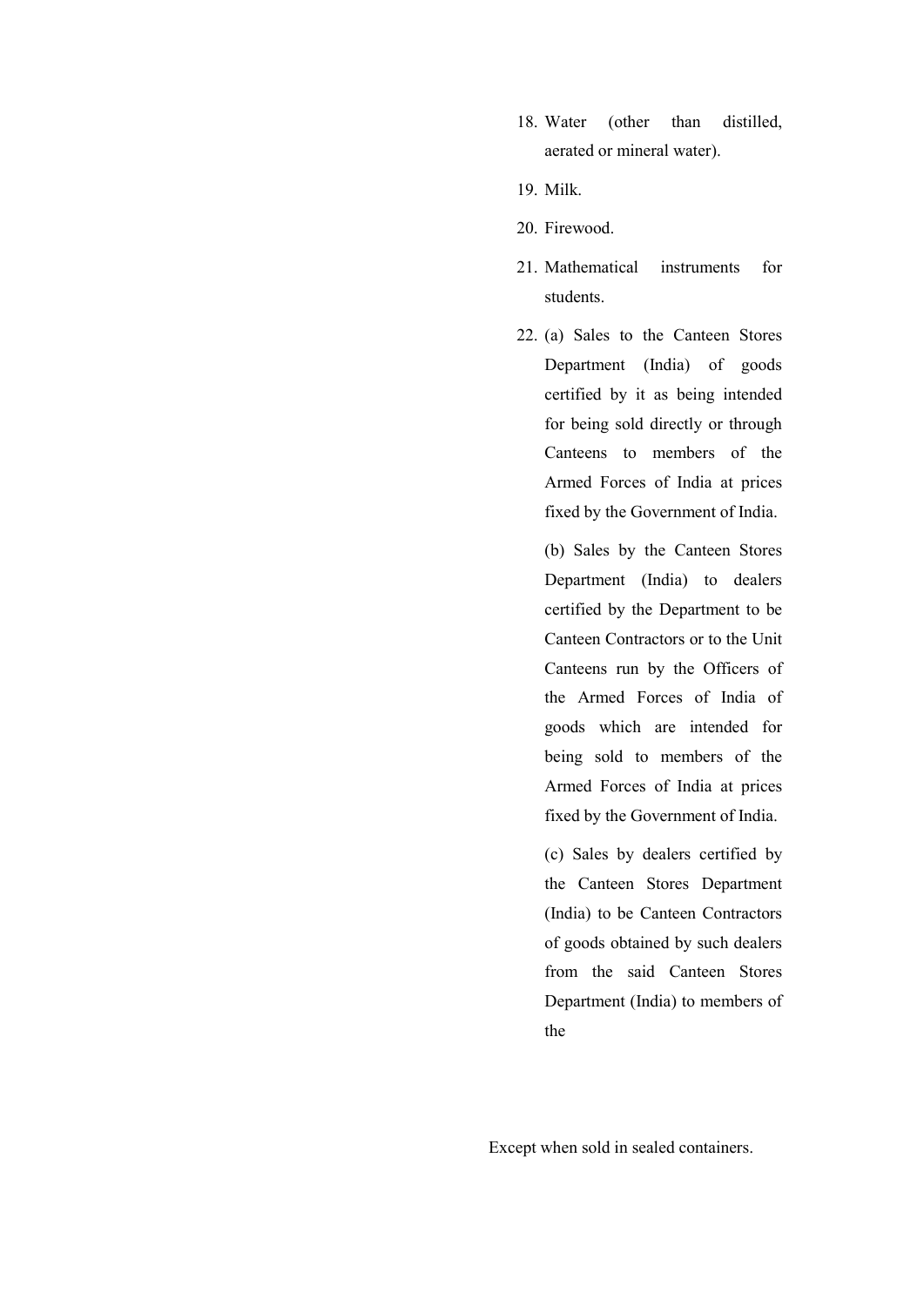18. Water (other than distilled, aerated or mineral water).
19. Milk.
20. Firewood.
21. Mathematical instruments for students.
22. (a) Sales to the Canteen Stores Department (India) of goods certified by it as being intended for being sold directly or through Canteens to members of the Armed Forces of India at prices fixed by the Government of India.

    (b) Sales by the Canteen Stores Department (India) to dealers certified by the Department to be Canteen Contractors or to the Unit Canteens run by the Officers of the Armed Forces of India of goods which are intended for being sold to members of the Armed Forces of India at prices fixed by the Government of India.

    (c) Sales by dealers certified by the Canteen Stores Department (India) to be Canteen Contractors of goods obtained by such dealers from the said Canteen Stores Department (India) to members of the

Except when sold in sealed containers.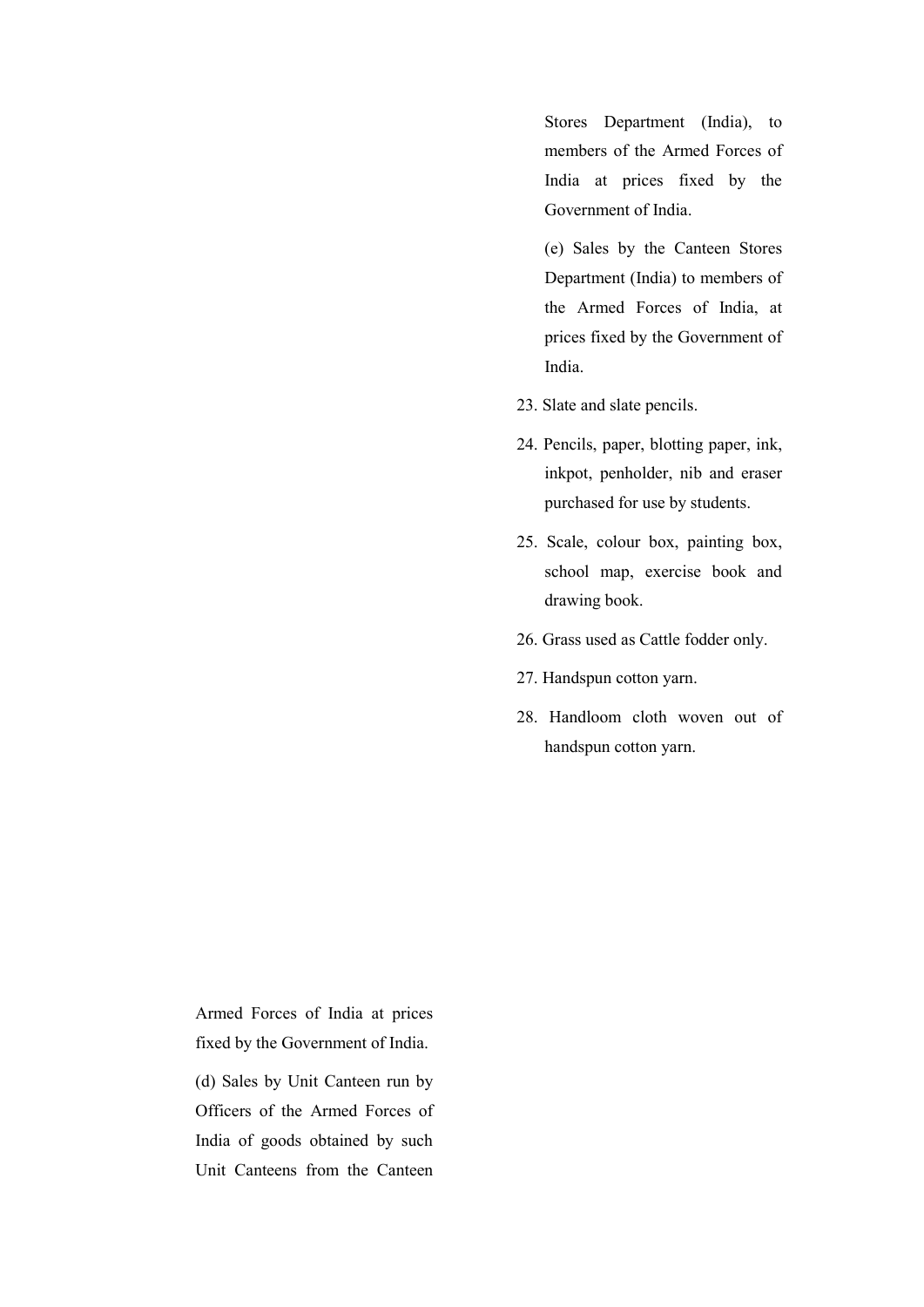Stores Department (India), to members of the Armed Forces of India at prices fixed by the Government of India.

(e) Sales by the Canteen Stores Department (India) to members of the Armed Forces of India, at prices fixed by the Government of India.

23. Slate and slate pencils.

24. Pencils, paper, blotting paper, ink, inkpot, penholder, nib and eraser purchased for use by students.

25. Scale, colour box, painting box, school map, exercise book and drawing book.

26. Grass used as Cattle fodder only.

27. Handspun cotton yarn.

28. Handloom cloth woven out of handspun cotton yarn.

Armed Forces of India at prices fixed by the Government of India.

(d) Sales by Unit Canteen run by Officers of the Armed Forces of India of goods obtained by such Unit Canteens from the Canteen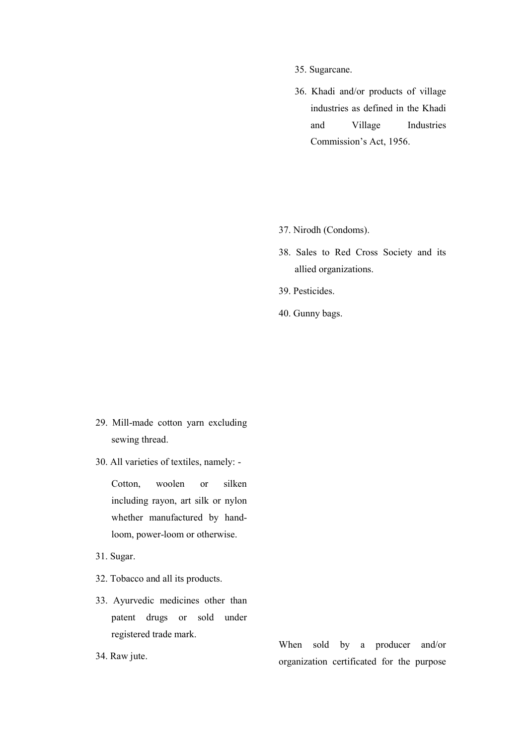35. Sugarcane.

36. Khadi and/or products of village industries as defined in the Khadi and Village Industries Commission's Act, 1956.

37. Nirodh (Condoms).

38. Sales to Red Cross Society and its allied organizations.

39. Pesticides.

40. Gunny bags.

29. Mill-made cotton yarn excluding sewing thread.

30. All varieties of textiles, namely: -

Cotton, woolen or silken including rayon, art silk or nylon whether manufactured by hand-loom, power-loom or otherwise.

31. Sugar.

32. Tobacco and all its products.

33. Ayurvedic medicines other than patent drugs or sold under registered trade mark.

34. Raw jute.

When sold by a producer and/or organization certificated for the purpose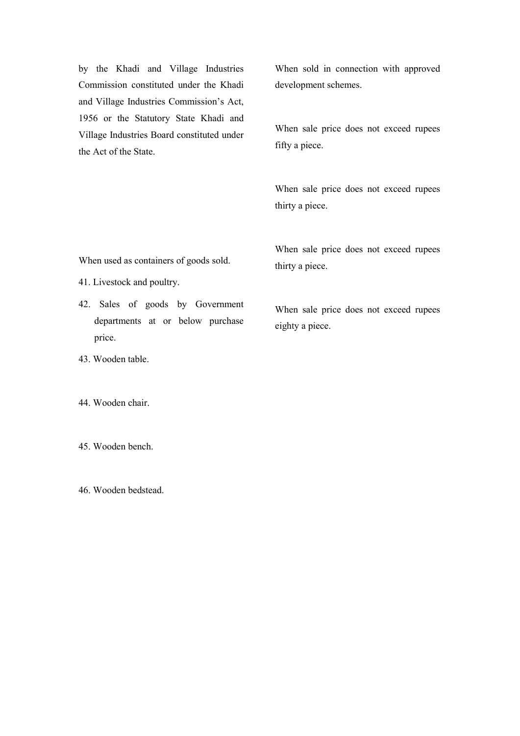| | |
|---|---|
| by the Khadi and Village Industries Commission constituted under the Khadi and Village Industries Commission's Act, 1956 or the Statutory State Khadi and Village Industries Board constituted under the Act of the State. | When sold in connection with approved development schemes. |
| | When sale price does not exceed rupees fifty a piece. |
| | When sale price does not exceed rupees thirty a piece. |
| When used as containers of goods sold. | When sale price does not exceed rupees thirty a piece. |
| 41. Livestock and poultry. | |
| 42. Sales of goods by Government departments at or below purchase price. | When sale price does not exceed rupees eighty a piece. |
| 43. Wooden table. | |
| 44. Wooden chair. | |
| 45. Wooden bench. | |
| 46. Wooden bedstead. | |